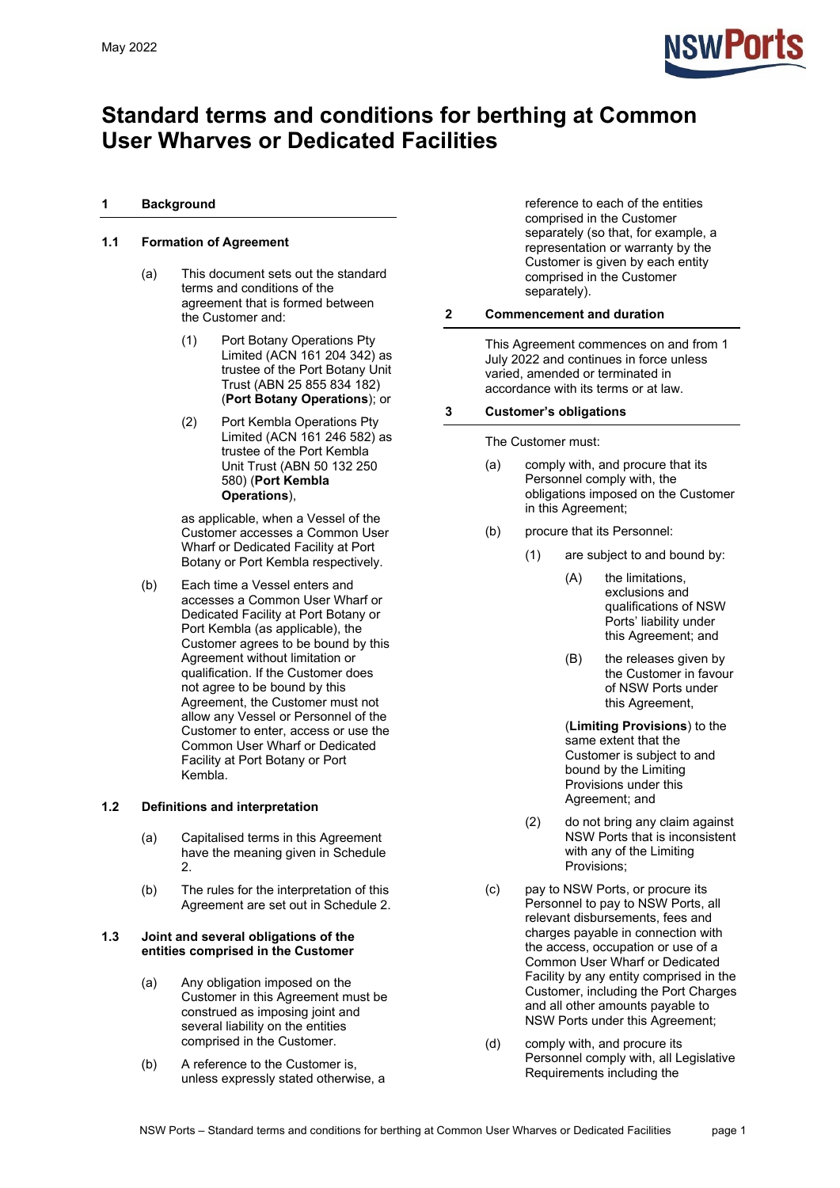May 2022

# Standard terms and conditions for berthing at Common User Wharves or Dedicated Facilities

## 1 Background

### 1.1 Formation of Agreement

(a) This document sets out the standard terms and conditions of the agreement that is formed between the Customer and:

(1) Port Botany Operations Pty Limited (ACN 161 204 342) as trustee of the Port Botany Unit Trust (ABN 25 855 834 182) (**Port Botany Operations**); or

(2) Port Kembla Operations Pty Limited (ACN 161 246 582) as trustee of the Port Kembla Unit Trust (ABN 50 132 250 580) (**Port Kembla Operations**),

as applicable, when a Vessel of the Customer accesses a Common User Wharf or Dedicated Facility at Port Botany or Port Kembla respectively.

(b) Each time a Vessel enters and accesses a Common User Wharf or Dedicated Facility at Port Botany or Port Kembla (as applicable), the Customer agrees to be bound by this Agreement without limitation or qualification. If the Customer does not agree to be bound by this Agreement, the Customer must not allow any Vessel or Personnel of the Customer to enter, access or use the Common User Wharf or Dedicated Facility at Port Botany or Port Kembla.

### 1.2 Definitions and interpretation

(a) Capitalised terms in this Agreement have the meaning given in Schedule 2.

(b) The rules for the interpretation of this Agreement are set out in Schedule 2.

### 1.3 Joint and several obligations of the entities comprised in the Customer

(a) Any obligation imposed on the Customer in this Agreement must be construed as imposing joint and several liability on the entities comprised in the Customer.

(b) A reference to the Customer is, unless expressly stated otherwise, a reference to each of the entities comprised in the Customer separately (so that, for example, a representation or warranty by the Customer is given by each entity comprised in the Customer separately).

## 2 Commencement and duration

This Agreement commences on and from 1 July 2022 and continues in force unless varied, amended or terminated in accordance with its terms or at law.

## 3 Customer's obligations

The Customer must:

(a) comply with, and procure that its Personnel comply with, the obligations imposed on the Customer in this Agreement;

(b) procure that its Personnel:

(1) are subject to and bound by:

(A) the limitations, exclusions and qualifications of NSW Ports' liability under this Agreement; and

(B) the releases given by the Customer in favour of NSW Ports under this Agreement,

(**Limiting Provisions**) to the same extent that the Customer is subject to and bound by the Limiting Provisions under this Agreement; and

(2) do not bring any claim against NSW Ports that is inconsistent with any of the Limiting Provisions;

(c) pay to NSW Ports, or procure its Personnel to pay to NSW Ports, all relevant disbursements, fees and charges payable in connection with the access, occupation or use of a Common User Wharf or Dedicated Facility by any entity comprised in the Customer, including the Port Charges and all other amounts payable to NSW Ports under this Agreement;

(d) comply with, and procure its Personnel comply with, all Legislative Requirements including the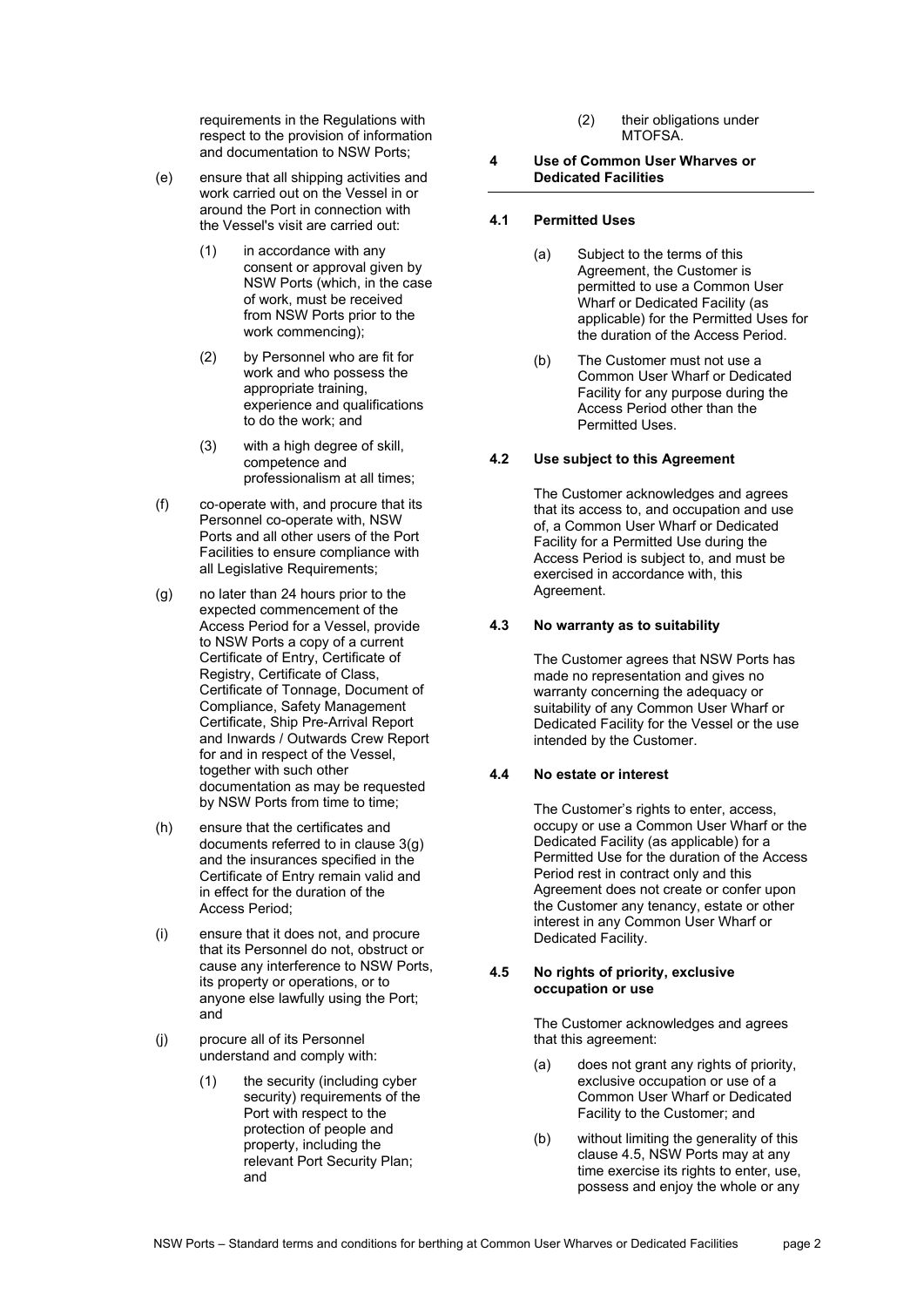requirements in the Regulations with respect to the provision of information and documentation to NSW Ports;

(e) ensure that all shipping activities and work carried out on the Vessel in or around the Port in connection with the Vessel's visit are carried out:

(1) in accordance with any consent or approval given by NSW Ports (which, in the case of work, must be received from NSW Ports prior to the work commencing);

(2) by Personnel who are fit for work and who possess the appropriate training, experience and qualifications to do the work; and

(3) with a high degree of skill, competence and professionalism at all times;

(f) co-operate with, and procure that its Personnel co-operate with, NSW Ports and all other users of the Port Facilities to ensure compliance with all Legislative Requirements;

(g) no later than 24 hours prior to the expected commencement of the Access Period for a Vessel, provide to NSW Ports a copy of a current Certificate of Entry, Certificate of Registry, Certificate of Class, Certificate of Tonnage, Document of Compliance, Safety Management Certificate, Ship Pre-Arrival Report and Inwards / Outwards Crew Report for and in respect of the Vessel, together with such other documentation as may be requested by NSW Ports from time to time;

(h) ensure that the certificates and documents referred to in clause 3(g) and the insurances specified in the Certificate of Entry remain valid and in effect for the duration of the Access Period;

(i) ensure that it does not, and procure that its Personnel do not, obstruct or cause any interference to NSW Ports, its property or operations, or to anyone else lawfully using the Port; and

(j) procure all of its Personnel understand and comply with:

(1) the security (including cyber security) requirements of the Port with respect to the protection of people and property, including the relevant Port Security Plan; and

(2) their obligations under MTOFSA.

## 4 Use of Common User Wharves or Dedicated Facilities

### 4.1 Permitted Uses

(a) Subject to the terms of this Agreement, the Customer is permitted to use a Common User Wharf or Dedicated Facility (as applicable) for the Permitted Uses for the duration of the Access Period.

(b) The Customer must not use a Common User Wharf or Dedicated Facility for any purpose during the Access Period other than the Permitted Uses.

### 4.2 Use subject to this Agreement

The Customer acknowledges and agrees that its access to, and occupation and use of, a Common User Wharf or Dedicated Facility for a Permitted Use during the Access Period is subject to, and must be exercised in accordance with, this Agreement.

### 4.3 No warranty as to suitability

The Customer agrees that NSW Ports has made no representation and gives no warranty concerning the adequacy or suitability of any Common User Wharf or Dedicated Facility for the Vessel or the use intended by the Customer.

### 4.4 No estate or interest

The Customer's rights to enter, access, occupy or use a Common User Wharf or the Dedicated Facility (as applicable) for a Permitted Use for the duration of the Access Period rest in contract only and this Agreement does not create or confer upon the Customer any tenancy, estate or other interest in any Common User Wharf or Dedicated Facility.

### 4.5 No rights of priority, exclusive occupation or use

The Customer acknowledges and agrees that this agreement:

(a) does not grant any rights of priority, exclusive occupation or use of a Common User Wharf or Dedicated Facility to the Customer; and

(b) without limiting the generality of this clause 4.5, NSW Ports may at any time exercise its rights to enter, use, possess and enjoy the whole or any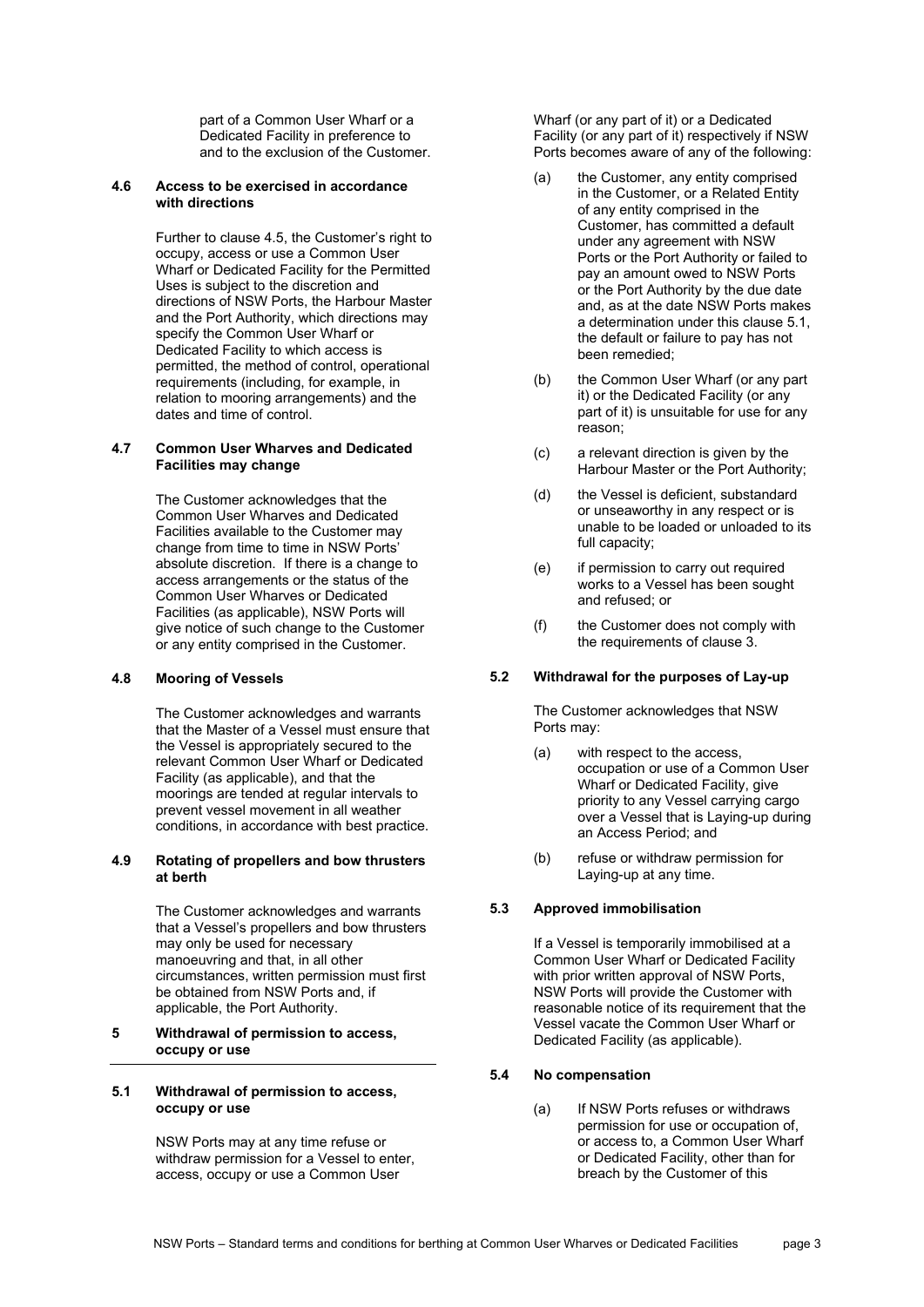part of a Common User Wharf or a Dedicated Facility in preference to and to the exclusion of the Customer.

### 4.6 Access to be exercised in accordance with directions

Further to clause 4.5, the Customer's right to occupy, access or use a Common User Wharf or Dedicated Facility for the Permitted Uses is subject to the discretion and directions of NSW Ports, the Harbour Master and the Port Authority, which directions may specify the Common User Wharf or Dedicated Facility to which access is permitted, the method of control, operational requirements (including, for example, in relation to mooring arrangements) and the dates and time of control.

### 4.7 Common User Wharves and Dedicated Facilities may change

The Customer acknowledges that the Common User Wharves and Dedicated Facilities available to the Customer may change from time to time in NSW Ports' absolute discretion. If there is a change to access arrangements or the status of the Common User Wharves or Dedicated Facilities (as applicable), NSW Ports will give notice of such change to the Customer or any entity comprised in the Customer.

### 4.8 Mooring of Vessels

The Customer acknowledges and warrants that the Master of a Vessel must ensure that the Vessel is appropriately secured to the relevant Common User Wharf or Dedicated Facility (as applicable), and that the moorings are tended at regular intervals to prevent vessel movement in all weather conditions, in accordance with best practice.

### 4.9 Rotating of propellers and bow thrusters at berth

The Customer acknowledges and warrants that a Vessel's propellers and bow thrusters may only be used for necessary manoeuvring and that, in all other circumstances, written permission must first be obtained from NSW Ports and, if applicable, the Port Authority.

## 5 Withdrawal of permission to access, occupy or use

### 5.1 Withdrawal of permission to access, occupy or use

NSW Ports may at any time refuse or withdraw permission for a Vessel to enter, access, occupy or use a Common User Wharf (or any part of it) or a Dedicated Facility (or any part of it) respectively if NSW Ports becomes aware of any of the following:

(a) the Customer, any entity comprised in the Customer, or a Related Entity of any entity comprised in the Customer, has committed a default under any agreement with NSW Ports or the Port Authority or failed to pay an amount owed to NSW Ports or the Port Authority by the due date and, as at the date NSW Ports makes a determination under this clause 5.1, the default or failure to pay has not been remedied;

(b) the Common User Wharf (or any part it) or the Dedicated Facility (or any part of it) is unsuitable for use for any reason;

(c) a relevant direction is given by the Harbour Master or the Port Authority;

(d) the Vessel is deficient, substandard or unseaworthy in any respect or is unable to be loaded or unloaded to its full capacity;

(e) if permission to carry out required works to a Vessel has been sought and refused; or

(f) the Customer does not comply with the requirements of clause 3.

### 5.2 Withdrawal for the purposes of Lay-up

The Customer acknowledges that NSW Ports may:

(a) with respect to the access, occupation or use of a Common User Wharf or Dedicated Facility, give priority to any Vessel carrying cargo over a Vessel that is Laying-up during an Access Period; and

(b) refuse or withdraw permission for Laying-up at any time.

### 5.3 Approved immobilisation

If a Vessel is temporarily immobilised at a Common User Wharf or Dedicated Facility with prior written approval of NSW Ports, NSW Ports will provide the Customer with reasonable notice of its requirement that the Vessel vacate the Common User Wharf or Dedicated Facility (as applicable).

### 5.4 No compensation

(a) If NSW Ports refuses or withdraws permission for use or occupation of, or access to, a Common User Wharf or Dedicated Facility, other than for breach by the Customer of this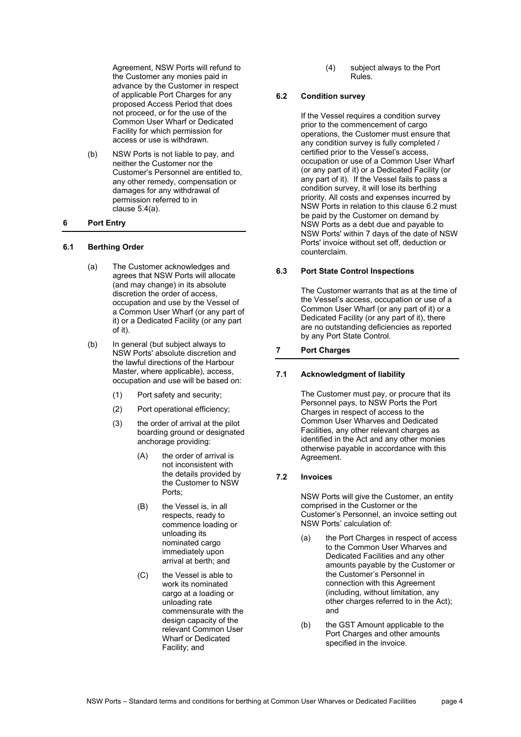Agreement, NSW Ports will refund to the Customer any monies paid in advance by the Customer in respect of applicable Port Charges for any proposed Access Period that does not proceed, or for the use of the Common User Wharf or Dedicated Facility for which permission for access or use is withdrawn.

(b) NSW Ports is not liable to pay, and neither the Customer nor the Customer's Personnel are entitled to, any other remedy, compensation or damages for any withdrawal of permission referred to in clause 5.4(a).

## 6 Port Entry

### 6.1 Berthing Order

(a) The Customer acknowledges and agrees that NSW Ports will allocate (and may change) in its absolute discretion the order of access, occupation and use by the Vessel of a Common User Wharf (or any part of it) or a Dedicated Facility (or any part of it).

(b) In general (but subject always to NSW Ports' absolute discretion and the lawful directions of the Harbour Master, where applicable), access, occupation and use will be based on:

(1) Port safety and security;

(2) Port operational efficiency;

(3) the order of arrival at the pilot boarding ground or designated anchorage providing:

(A) the order of arrival is not inconsistent with the details provided by the Customer to NSW Ports;

(B) the Vessel is, in all respects, ready to commence loading or unloading its nominated cargo immediately upon arrival at berth; and

(C) the Vessel is able to work its nominated cargo at a loading or unloading rate commensurate with the design capacity of the relevant Common User Wharf or Dedicated Facility; and

(4) subject always to the Port Rules.

### 6.2 Condition survey

If the Vessel requires a condition survey prior to the commencement of cargo operations, the Customer must ensure that any condition survey is fully completed / certified prior to the Vessel's access, occupation or use of a Common User Wharf (or any part of it) or a Dedicated Facility (or any part of it). If the Vessel fails to pass a condition survey, it will lose its berthing priority. All costs and expenses incurred by NSW Ports in relation to this clause 6.2 must be paid by the Customer on demand by NSW Ports as a debt due and payable to NSW Ports' within 7 days of the date of NSW Ports' invoice without set off, deduction or counterclaim.

### 6.3 Port State Control Inspections

The Customer warrants that as at the time of the Vessel's access, occupation or use of a Common User Wharf (or any part of it) or a Dedicated Facility (or any part of it), there are no outstanding deficiencies as reported by any Port State Control.

## 7 Port Charges

### 7.1 Acknowledgment of liability

The Customer must pay, or procure that its Personnel pays, to NSW Ports the Port Charges in respect of access to the Common User Wharves and Dedicated Facilities, any other relevant charges as identified in the Act and any other monies otherwise payable in accordance with this Agreement.

### 7.2 Invoices

NSW Ports will give the Customer, an entity comprised in the Customer or the Customer's Personnel, an invoice setting out NSW Ports' calculation of:

(a) the Port Charges in respect of access to the Common User Wharves and Dedicated Facilities and any other amounts payable by the Customer or the Customer's Personnel in connection with this Agreement (including, without limitation, any other charges referred to in the Act); and

(b) the GST Amount applicable to the Port Charges and other amounts specified in the invoice.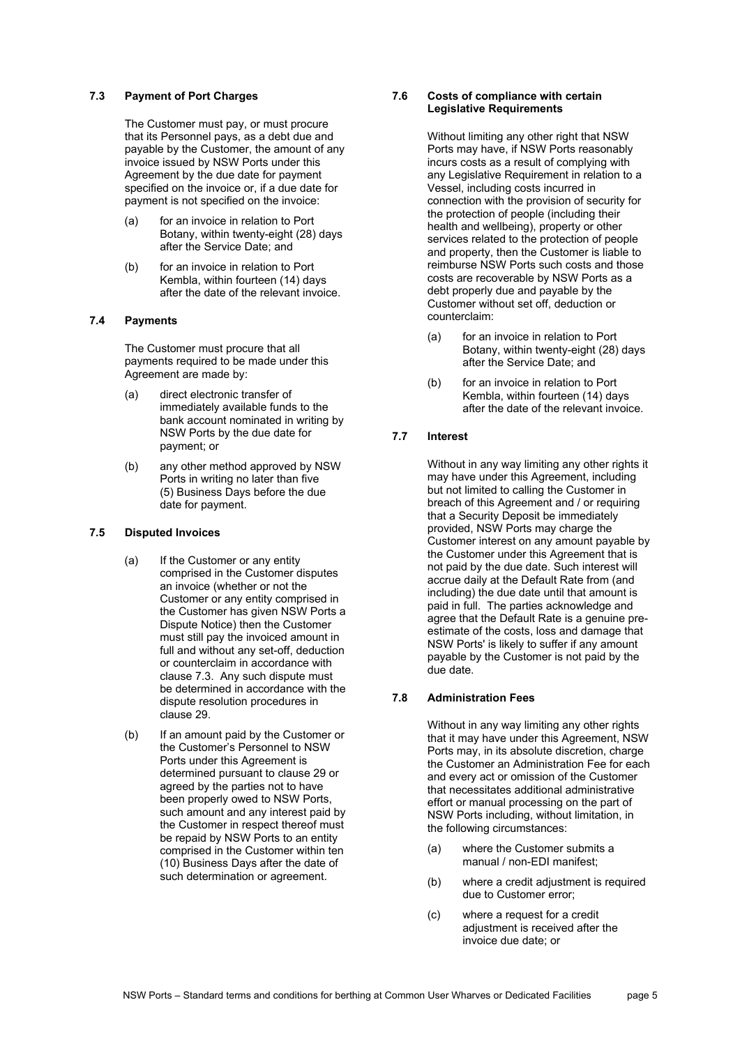### 7.3 Payment of Port Charges

The Customer must pay, or must procure that its Personnel pays, as a debt due and payable by the Customer, the amount of any invoice issued by NSW Ports under this Agreement by the due date for payment specified on the invoice or, if a due date for payment is not specified on the invoice:

(a) for an invoice in relation to Port Botany, within twenty-eight (28) days after the Service Date; and

(b) for an invoice in relation to Port Kembla, within fourteen (14) days after the date of the relevant invoice.

### 7.4 Payments

The Customer must procure that all payments required to be made under this Agreement are made by:

(a) direct electronic transfer of immediately available funds to the bank account nominated in writing by NSW Ports by the due date for payment; or

(b) any other method approved by NSW Ports in writing no later than five (5) Business Days before the due date for payment.

### 7.5 Disputed Invoices

(a) If the Customer or any entity comprised in the Customer disputes an invoice (whether or not the Customer or any entity comprised in the Customer has given NSW Ports a Dispute Notice) then the Customer must still pay the invoiced amount in full and without any set-off, deduction or counterclaim in accordance with clause 7.3. Any such dispute must be determined in accordance with the dispute resolution procedures in clause 29.

(b) If an amount paid by the Customer or the Customer's Personnel to NSW Ports under this Agreement is determined pursuant to clause 29 or agreed by the parties not to have been properly owed to NSW Ports, such amount and any interest paid by the Customer in respect thereof must be repaid by NSW Ports to an entity comprised in the Customer within ten (10) Business Days after the date of such determination or agreement.

### 7.6 Costs of compliance with certain Legislative Requirements

Without limiting any other right that NSW Ports may have, if NSW Ports reasonably incurs costs as a result of complying with any Legislative Requirement in relation to a Vessel, including costs incurred in connection with the provision of security for the protection of people (including their health and wellbeing), property or other services related to the protection of people and property, then the Customer is liable to reimburse NSW Ports such costs and those costs are recoverable by NSW Ports as a debt properly due and payable by the Customer without set off, deduction or counterclaim:

(a) for an invoice in relation to Port Botany, within twenty-eight (28) days after the Service Date; and

(b) for an invoice in relation to Port Kembla, within fourteen (14) days after the date of the relevant invoice.

### 7.7 Interest

Without in any way limiting any other rights it may have under this Agreement, including but not limited to calling the Customer in breach of this Agreement and / or requiring that a Security Deposit be immediately provided, NSW Ports may charge the Customer interest on any amount payable by the Customer under this Agreement that is not paid by the due date. Such interest will accrue daily at the Default Rate from (and including) the due date until that amount is paid in full. The parties acknowledge and agree that the Default Rate is a genuine pre-estimate of the costs, loss and damage that NSW Ports' is likely to suffer if any amount payable by the Customer is not paid by the due date.

### 7.8 Administration Fees

Without in any way limiting any other rights that it may have under this Agreement, NSW Ports may, in its absolute discretion, charge the Customer an Administration Fee for each and every act or omission of the Customer that necessitates additional administrative effort or manual processing on the part of NSW Ports including, without limitation, in the following circumstances:

(a) where the Customer submits a manual / non-EDI manifest;

(b) where a credit adjustment is required due to Customer error;

(c) where a request for a credit adjustment is received after the invoice due date; or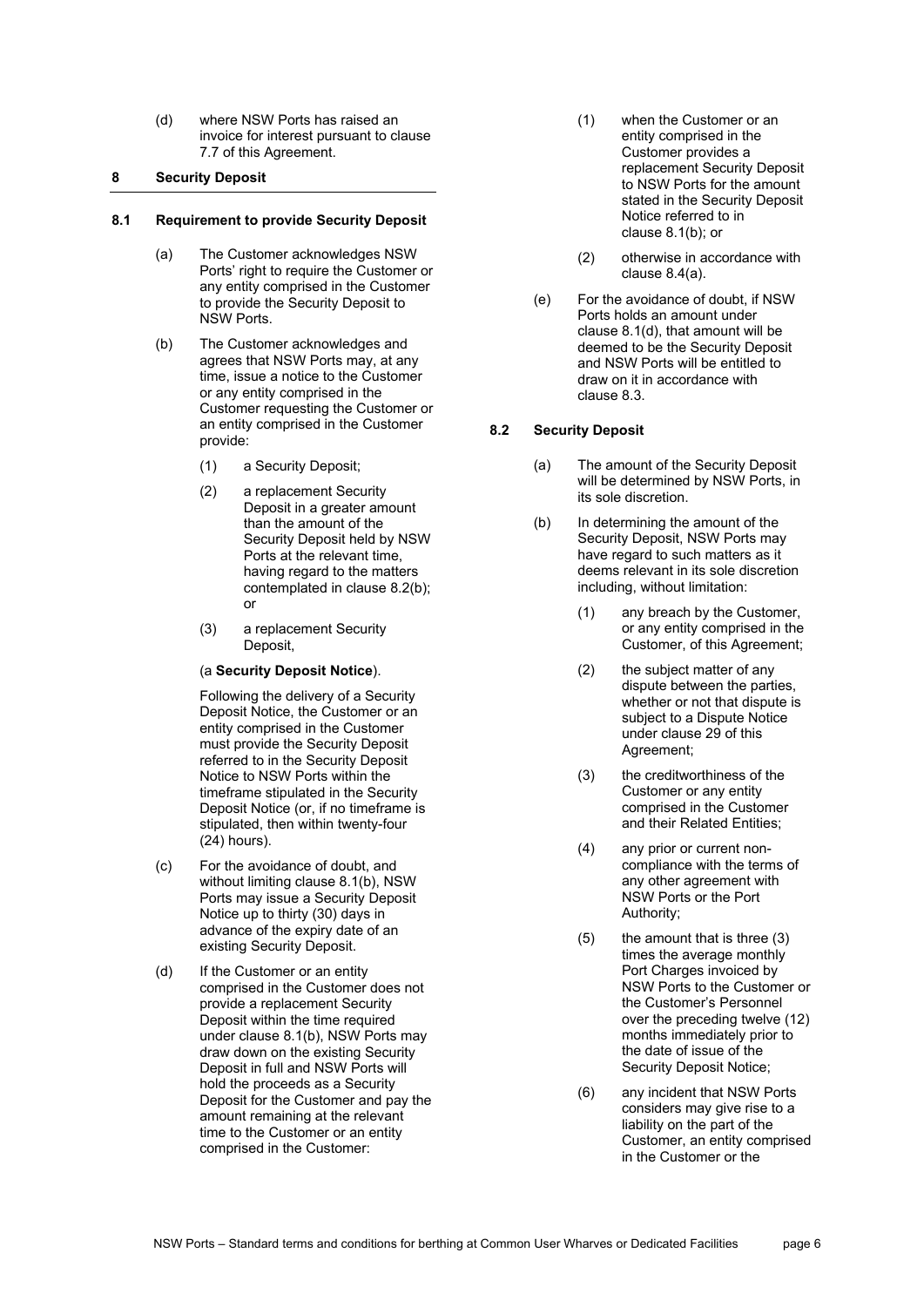(d) where NSW Ports has raised an invoice for interest pursuant to clause 7.7 of this Agreement.

## 8 Security Deposit

### 8.1 Requirement to provide Security Deposit

(a) The Customer acknowledges NSW Ports' right to require the Customer or any entity comprised in the Customer to provide the Security Deposit to NSW Ports.

(b) The Customer acknowledges and agrees that NSW Ports may, at any time, issue a notice to the Customer or any entity comprised in the Customer requesting the Customer or an entity comprised in the Customer provide:

(1) a Security Deposit;

(2) a replacement Security Deposit in a greater amount than the amount of the Security Deposit held by NSW Ports at the relevant time, having regard to the matters contemplated in clause 8.2(b); or

(3) a replacement Security Deposit,

(a **Security Deposit Notice**).

Following the delivery of a Security Deposit Notice, the Customer or an entity comprised in the Customer must provide the Security Deposit referred to in the Security Deposit Notice to NSW Ports within the timeframe stipulated in the Security Deposit Notice (or, if no timeframe is stipulated, then within twenty-four (24) hours).

(c) For the avoidance of doubt, and without limiting clause 8.1(b), NSW Ports may issue a Security Deposit Notice up to thirty (30) days in advance of the expiry date of an existing Security Deposit.

(d) If the Customer or an entity comprised in the Customer does not provide a replacement Security Deposit within the time required under clause 8.1(b), NSW Ports may draw down on the existing Security Deposit in full and NSW Ports will hold the proceeds as a Security Deposit for the Customer and pay the amount remaining at the relevant time to the Customer or an entity comprised in the Customer:

(1) when the Customer or an entity comprised in the Customer provides a replacement Security Deposit to NSW Ports for the amount stated in the Security Deposit Notice referred to in clause 8.1(b); or

(2) otherwise in accordance with clause 8.4(a).

(e) For the avoidance of doubt, if NSW Ports holds an amount under clause 8.1(d), that amount will be deemed to be the Security Deposit and NSW Ports will be entitled to draw on it in accordance with clause 8.3.

### 8.2 Security Deposit

(a) The amount of the Security Deposit will be determined by NSW Ports, in its sole discretion.

(b) In determining the amount of the Security Deposit, NSW Ports may have regard to such matters as it deems relevant in its sole discretion including, without limitation:

(1) any breach by the Customer, or any entity comprised in the Customer, of this Agreement;

(2) the subject matter of any dispute between the parties, whether or not that dispute is subject to a Dispute Notice under clause 29 of this Agreement;

(3) the creditworthiness of the Customer or any entity comprised in the Customer and their Related Entities;

(4) any prior or current non-compliance with the terms of any other agreement with NSW Ports or the Port Authority;

(5) the amount that is three (3) times the average monthly Port Charges invoiced by NSW Ports to the Customer or the Customer's Personnel over the preceding twelve (12) months immediately prior to the date of issue of the Security Deposit Notice;

(6) any incident that NSW Ports considers may give rise to a liability on the part of the Customer, an entity comprised in the Customer or the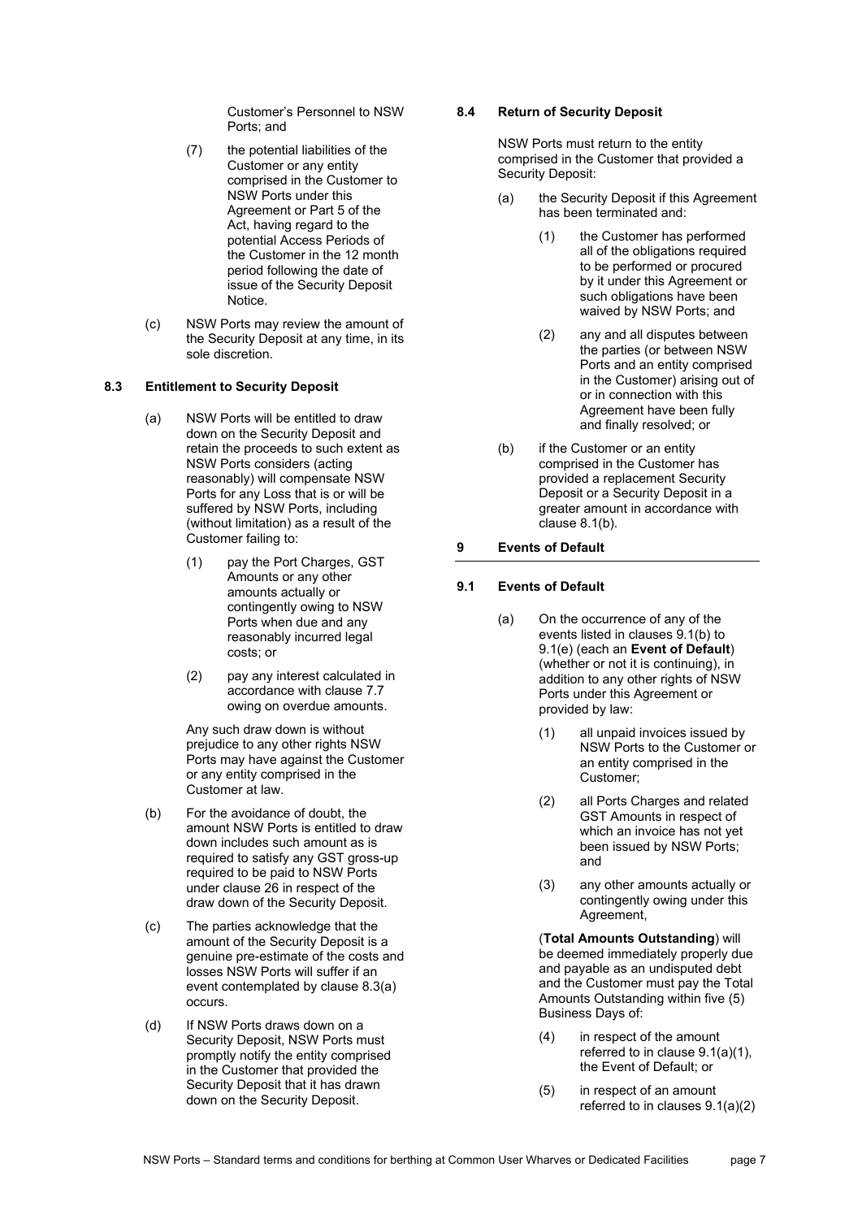Customer's Personnel to NSW Ports; and

(7) the potential liabilities of the Customer or any entity comprised in the Customer to NSW Ports under this Agreement or Part 5 of the Act, having regard to the potential Access Periods of the Customer in the 12 month period following the date of issue of the Security Deposit Notice.

(c) NSW Ports may review the amount of the Security Deposit at any time, in its sole discretion.

### 8.3 Entitlement to Security Deposit

(a) NSW Ports will be entitled to draw down on the Security Deposit and retain the proceeds to such extent as NSW Ports considers (acting reasonably) will compensate NSW Ports for any Loss that is or will be suffered by NSW Ports, including (without limitation) as a result of the Customer failing to:

(1) pay the Port Charges, GST Amounts or any other amounts actually or contingently owing to NSW Ports when due and any reasonably incurred legal costs; or

(2) pay any interest calculated in accordance with clause 7.7 owing on overdue amounts.

Any such draw down is without prejudice to any other rights NSW Ports may have against the Customer or any entity comprised in the Customer at law.

(b) For the avoidance of doubt, the amount NSW Ports is entitled to draw down includes such amount as is required to satisfy any GST gross-up required to be paid to NSW Ports under clause 26 in respect of the draw down of the Security Deposit.

(c) The parties acknowledge that the amount of the Security Deposit is a genuine pre-estimate of the costs and losses NSW Ports will suffer if an event contemplated by clause 8.3(a) occurs.

(d) If NSW Ports draws down on a Security Deposit, NSW Ports must promptly notify the entity comprised in the Customer that provided the Security Deposit that it has drawn down on the Security Deposit.

### 8.4 Return of Security Deposit

NSW Ports must return to the entity comprised in the Customer that provided a Security Deposit:

(a) the Security Deposit if this Agreement has been terminated and:

(1) the Customer has performed all of the obligations required to be performed or procured by it under this Agreement or such obligations have been waived by NSW Ports; and

(2) any and all disputes between the parties (or between NSW Ports and an entity comprised in the Customer) arising out of or in connection with this Agreement have been fully and finally resolved; or

(b) if the Customer or an entity comprised in the Customer has provided a replacement Security Deposit or a Security Deposit in a greater amount in accordance with clause 8.1(b).

## 9 Events of Default

### 9.1 Events of Default

(a) On the occurrence of any of the events listed in clauses 9.1(b) to 9.1(e) (each an **Event of Default**) (whether or not it is continuing), in addition to any other rights of NSW Ports under this Agreement or provided by law:

(1) all unpaid invoices issued by NSW Ports to the Customer or an entity comprised in the Customer;

(2) all Ports Charges and related GST Amounts in respect of which an invoice has not yet been issued by NSW Ports; and

(3) any other amounts actually or contingently owing under this Agreement,

(**Total Amounts Outstanding**) will be deemed immediately properly due and payable as an undisputed debt and the Customer must pay the Total Amounts Outstanding within five (5) Business Days of:

(4) in respect of the amount referred to in clause 9.1(a)(1), the Event of Default; or

(5) in respect of an amount referred to in clauses 9.1(a)(2)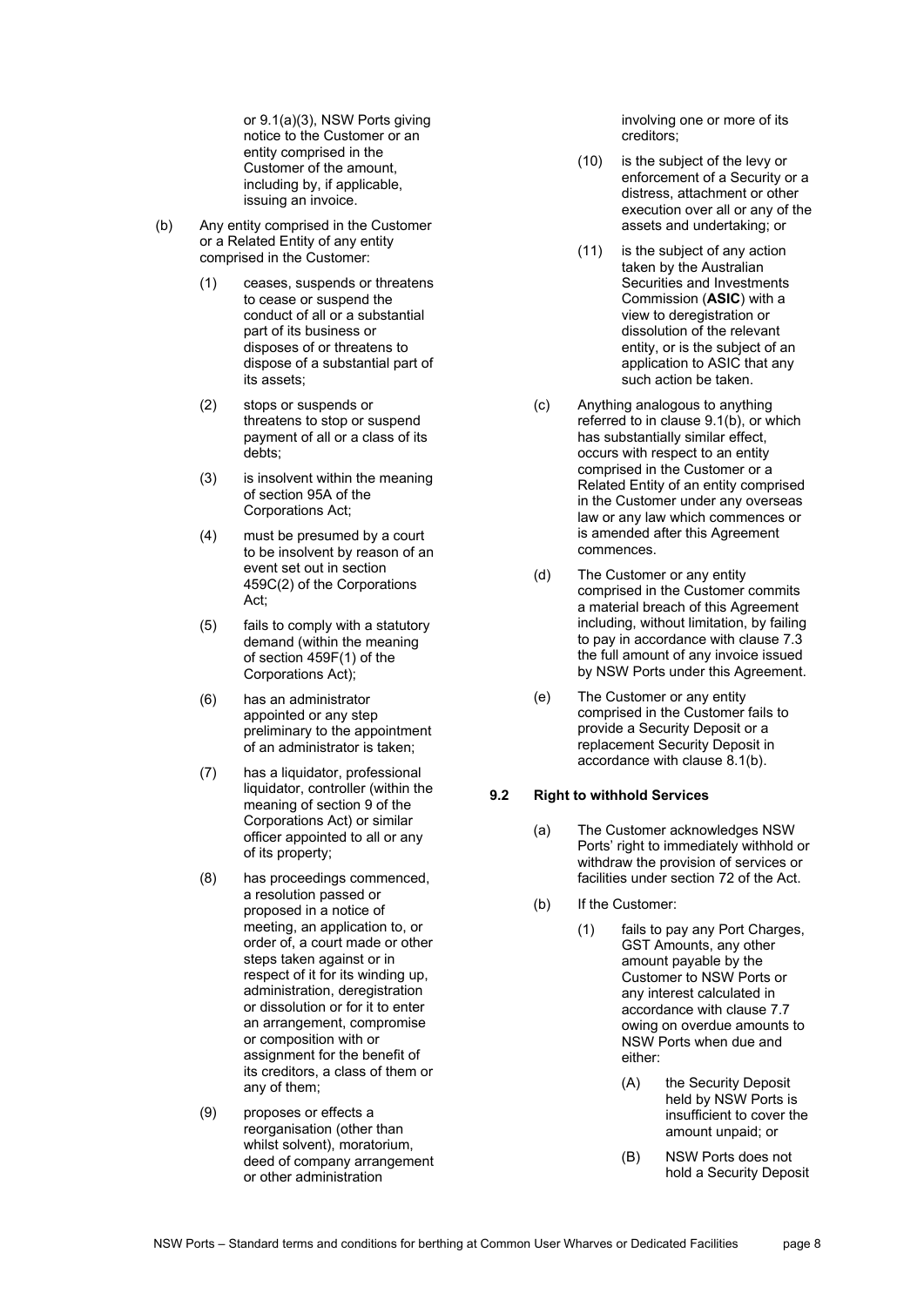or 9.1(a)(3), NSW Ports giving notice to the Customer or an entity comprised in the Customer of the amount, including by, if applicable, issuing an invoice.

(b) Any entity comprised in the Customer or a Related Entity of any entity comprised in the Customer:

(1) ceases, suspends or threatens to cease or suspend the conduct of all or a substantial part of its business or disposes of or threatens to dispose of a substantial part of its assets;

(2) stops or suspends or threatens to stop or suspend payment of all or a class of its debts;

(3) is insolvent within the meaning of section 95A of the Corporations Act;

(4) must be presumed by a court to be insolvent by reason of an event set out in section 459C(2) of the Corporations Act;

(5) fails to comply with a statutory demand (within the meaning of section 459F(1) of the Corporations Act);

(6) has an administrator appointed or any step preliminary to the appointment of an administrator is taken;

(7) has a liquidator, professional liquidator, controller (within the meaning of section 9 of the Corporations Act) or similar officer appointed to all or any of its property;

(8) has proceedings commenced, a resolution passed or proposed in a notice of meeting, an application to, or order of, a court made or other steps taken against or in respect of it for its winding up, administration, deregistration or dissolution or for it to enter an arrangement, compromise or composition with or assignment for the benefit of its creditors, a class of them or any of them;

(9) proposes or effects a reorganisation (other than whilst solvent), moratorium, deed of company arrangement or other administration involving one or more of its creditors;

(10) is the subject of the levy or enforcement of a Security or a distress, attachment or other execution over all or any of the assets and undertaking; or

(11) is the subject of any action taken by the Australian Securities and Investments Commission (**ASIC**) with a view to deregistration or dissolution of the relevant entity, or is the subject of an application to ASIC that any such action be taken.

(c) Anything analogous to anything referred to in clause 9.1(b), or which has substantially similar effect, occurs with respect to an entity comprised in the Customer or a Related Entity of an entity comprised in the Customer under any overseas law or any law which commences or is amended after this Agreement commences.

(d) The Customer or any entity comprised in the Customer commits a material breach of this Agreement including, without limitation, by failing to pay in accordance with clause 7.3 the full amount of any invoice issued by NSW Ports under this Agreement.

(e) The Customer or any entity comprised in the Customer fails to provide a Security Deposit or a replacement Security Deposit in accordance with clause 8.1(b).

### 9.2 Right to withhold Services

(a) The Customer acknowledges NSW Ports' right to immediately withhold or withdraw the provision of services or facilities under section 72 of the Act.

(b) If the Customer:

(1) fails to pay any Port Charges, GST Amounts, any other amount payable by the Customer to NSW Ports or any interest calculated in accordance with clause 7.7 owing on overdue amounts to NSW Ports when due and either:

(A) the Security Deposit held by NSW Ports is insufficient to cover the amount unpaid; or

(B) NSW Ports does not hold a Security Deposit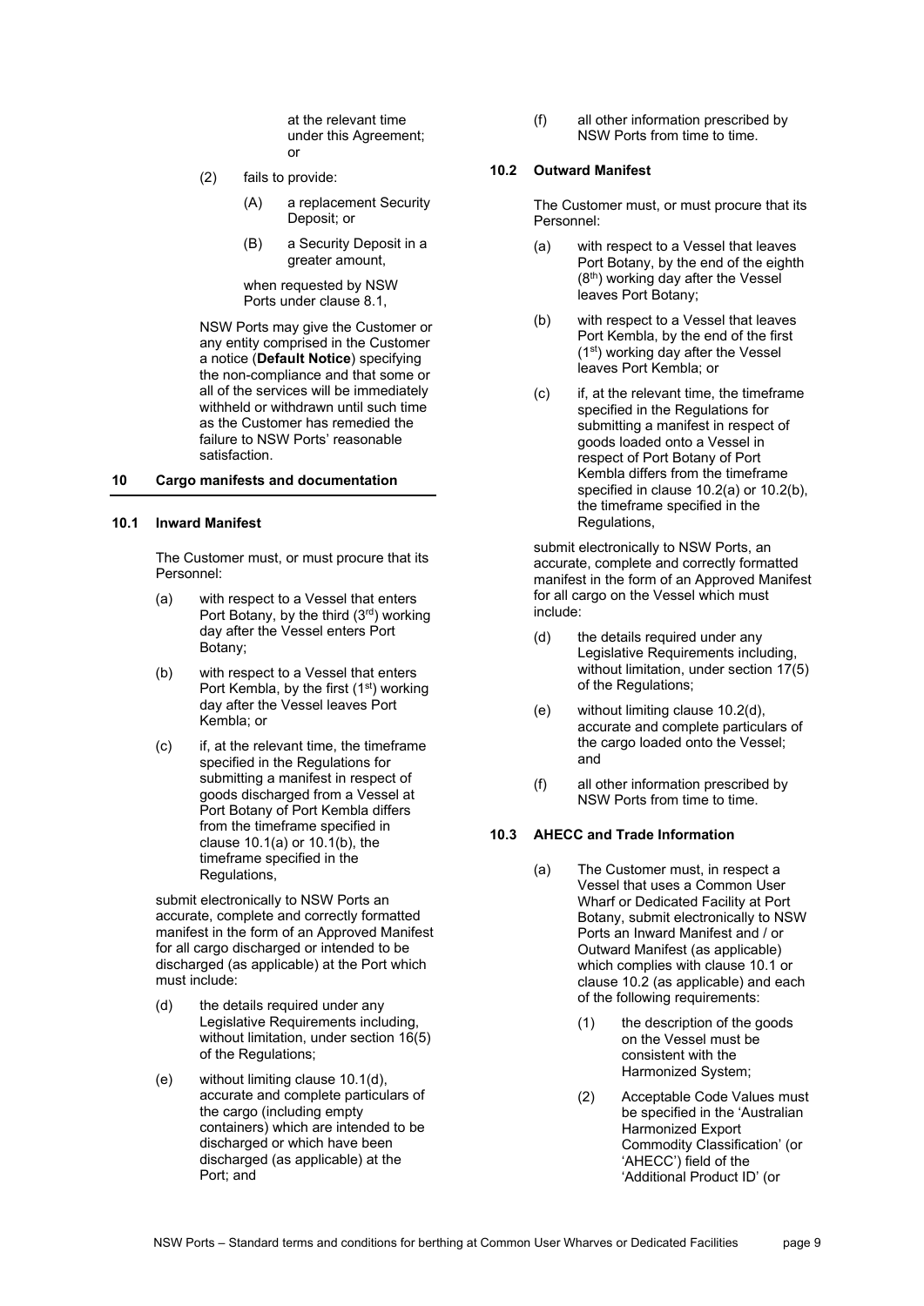at the relevant time under this Agreement; or

(2) fails to provide:

(A) a replacement Security Deposit; or

(B) a Security Deposit in a greater amount,

when requested by NSW Ports under clause 8.1,

NSW Ports may give the Customer or any entity comprised in the Customer a notice (**Default Notice**) specifying the non-compliance and that some or all of the services will be immediately withheld or withdrawn until such time as the Customer has remedied the failure to NSW Ports' reasonable satisfaction.

## 10 Cargo manifests and documentation

### 10.1 Inward Manifest

The Customer must, or must procure that its Personnel:

(a) with respect to a Vessel that enters Port Botany, by the third (3rd) working day after the Vessel enters Port Botany;

(b) with respect to a Vessel that enters Port Kembla, by the first (1st) working day after the Vessel leaves Port Kembla; or

(c) if, at the relevant time, the timeframe specified in the Regulations for submitting a manifest in respect of goods discharged from a Vessel at Port Botany of Port Kembla differs from the timeframe specified in clause 10.1(a) or 10.1(b), the timeframe specified in the Regulations,

submit electronically to NSW Ports an accurate, complete and correctly formatted manifest in the form of an Approved Manifest for all cargo discharged or intended to be discharged (as applicable) at the Port which must include:

(d) the details required under any Legislative Requirements including, without limitation, under section 16(5) of the Regulations;

(e) without limiting clause 10.1(d), accurate and complete particulars of the cargo (including empty containers) which are intended to be discharged or which have been discharged (as applicable) at the Port; and

(f) all other information prescribed by NSW Ports from time to time.

### 10.2 Outward Manifest

The Customer must, or must procure that its Personnel:

(a) with respect to a Vessel that leaves Port Botany, by the end of the eighth (8th) working day after the Vessel leaves Port Botany;

(b) with respect to a Vessel that leaves Port Kembla, by the end of the first (1st) working day after the Vessel leaves Port Kembla; or

(c) if, at the relevant time, the timeframe specified in the Regulations for submitting a manifest in respect of goods loaded onto a Vessel in respect of Port Botany of Port Kembla differs from the timeframe specified in clause 10.2(a) or 10.2(b), the timeframe specified in the Regulations,

submit electronically to NSW Ports, an accurate, complete and correctly formatted manifest in the form of an Approved Manifest for all cargo on the Vessel which must include:

(d) the details required under any Legislative Requirements including, without limitation, under section 17(5) of the Regulations;

(e) without limiting clause 10.2(d), accurate and complete particulars of the cargo loaded onto the Vessel; and

(f) all other information prescribed by NSW Ports from time to time.

### 10.3 AHECC and Trade Information

(a) The Customer must, in respect a Vessel that uses a Common User Wharf or Dedicated Facility at Port Botany, submit electronically to NSW Ports an Inward Manifest and / or Outward Manifest (as applicable) which complies with clause 10.1 or clause 10.2 (as applicable) and each of the following requirements:

(1) the description of the goods on the Vessel must be consistent with the Harmonized System;

(2) Acceptable Code Values must be specified in the 'Australian Harmonized Export Commodity Classification' (or 'AHECC') field of the 'Additional Product ID' (or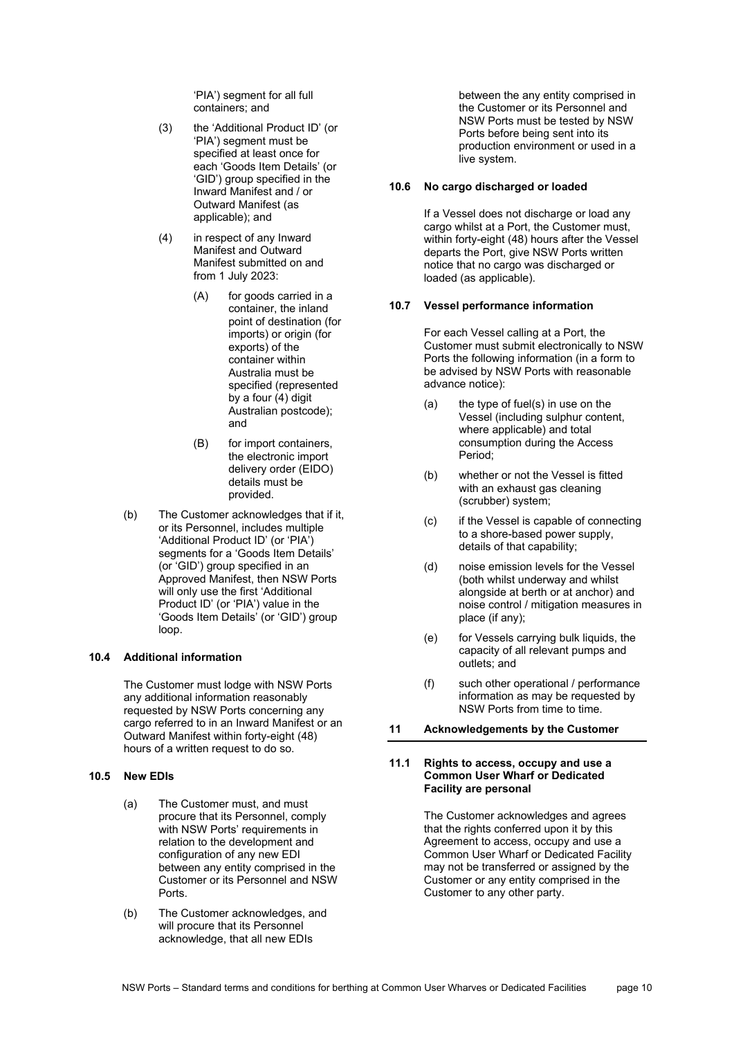'PIA') segment for all full containers; and

(3) the 'Additional Product ID' (or 'PIA') segment must be specified at least once for each 'Goods Item Details' (or 'GID') group specified in the Inward Manifest and / or Outward Manifest (as applicable); and

(4) in respect of any Inward Manifest and Outward Manifest submitted on and from 1 July 2023:

(A) for goods carried in a container, the inland point of destination (for imports) or origin (for exports) of the container within Australia must be specified (represented by a four (4) digit Australian postcode); and

(B) for import containers, the electronic import delivery order (EIDO) details must be provided.

(b) The Customer acknowledges that if it, or its Personnel, includes multiple 'Additional Product ID' (or 'PIA') segments for a 'Goods Item Details' (or 'GID') group specified in an Approved Manifest, then NSW Ports will only use the first 'Additional Product ID' (or 'PIA') value in the 'Goods Item Details' (or 'GID') group loop.

### 10.4 Additional information

The Customer must lodge with NSW Ports any additional information reasonably requested by NSW Ports concerning any cargo referred to in an Inward Manifest or an Outward Manifest within forty-eight (48) hours of a written request to do so.

### 10.5 New EDIs

(a) The Customer must, and must procure that its Personnel, comply with NSW Ports' requirements in relation to the development and configuration of any new EDI between any entity comprised in the Customer or its Personnel and NSW Ports.

(b) The Customer acknowledges, and will procure that its Personnel acknowledge, that all new EDIs between the any entity comprised in the Customer or its Personnel and NSW Ports must be tested by NSW Ports before being sent into its production environment or used in a live system.

### 10.6 No cargo discharged or loaded

If a Vessel does not discharge or load any cargo whilst at a Port, the Customer must, within forty-eight (48) hours after the Vessel departs the Port, give NSW Ports written notice that no cargo was discharged or loaded (as applicable).

### 10.7 Vessel performance information

For each Vessel calling at a Port, the Customer must submit electronically to NSW Ports the following information (in a form to be advised by NSW Ports with reasonable advance notice):

(a) the type of fuel(s) in use on the Vessel (including sulphur content, where applicable) and total consumption during the Access Period;

(b) whether or not the Vessel is fitted with an exhaust gas cleaning (scrubber) system;

(c) if the Vessel is capable of connecting to a shore-based power supply, details of that capability;

(d) noise emission levels for the Vessel (both whilst underway and whilst alongside at berth or at anchor) and noise control / mitigation measures in place (if any);

(e) for Vessels carrying bulk liquids, the capacity of all relevant pumps and outlets; and

(f) such other operational / performance information as may be requested by NSW Ports from time to time.

## 11 Acknowledgements by the Customer

### 11.1 Rights to access, occupy and use a Common User Wharf or Dedicated Facility are personal

The Customer acknowledges and agrees that the rights conferred upon it by this Agreement to access, occupy and use a Common User Wharf or Dedicated Facility may not be transferred or assigned by the Customer or any entity comprised in the Customer to any other party.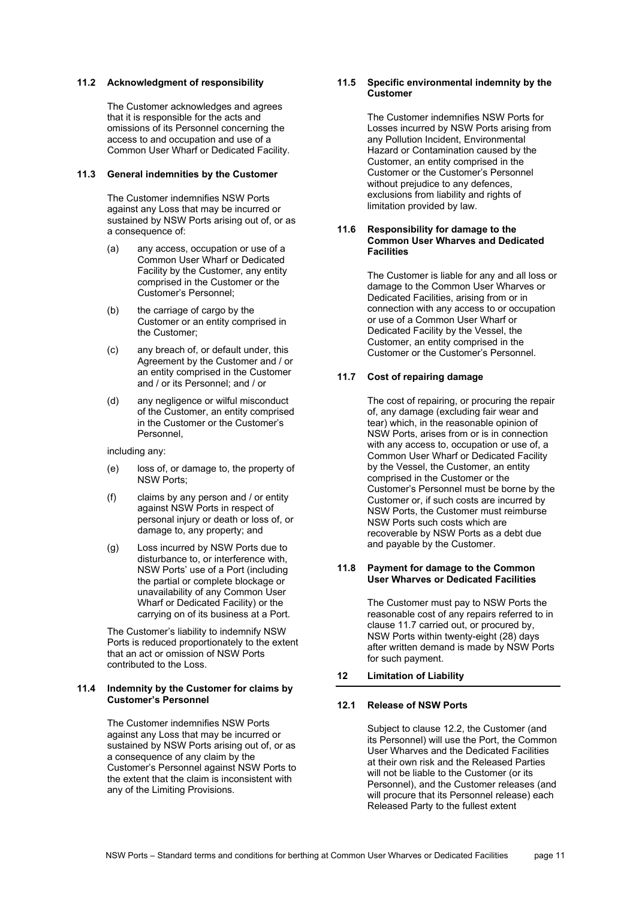### 11.2 Acknowledgment of responsibility

The Customer acknowledges and agrees that it is responsible for the acts and omissions of its Personnel concerning the access to and occupation and use of a Common User Wharf or Dedicated Facility.

### 11.3 General indemnities by the Customer

The Customer indemnifies NSW Ports against any Loss that may be incurred or sustained by NSW Ports arising out of, or as a consequence of:

(a) any access, occupation or use of a Common User Wharf or Dedicated Facility by the Customer, any entity comprised in the Customer or the Customer's Personnel;

(b) the carriage of cargo by the Customer or an entity comprised in the Customer;

(c) any breach of, or default under, this Agreement by the Customer and / or an entity comprised in the Customer and / or its Personnel; and / or

(d) any negligence or wilful misconduct of the Customer, an entity comprised in the Customer or the Customer's Personnel,

including any:

(e) loss of, or damage to, the property of NSW Ports;

(f) claims by any person and / or entity against NSW Ports in respect of personal injury or death or loss of, or damage to, any property; and

(g) Loss incurred by NSW Ports due to disturbance to, or interference with, NSW Ports' use of a Port (including the partial or complete blockage or unavailability of any Common User Wharf or Dedicated Facility) or the carrying on of its business at a Port.

The Customer's liability to indemnify NSW Ports is reduced proportionately to the extent that an act or omission of NSW Ports contributed to the Loss.

### 11.4 Indemnity by the Customer for claims by Customer's Personnel

The Customer indemnifies NSW Ports against any Loss that may be incurred or sustained by NSW Ports arising out of, or as a consequence of any claim by the Customer's Personnel against NSW Ports to the extent that the claim is inconsistent with any of the Limiting Provisions.

### 11.5 Specific environmental indemnity by the Customer

The Customer indemnifies NSW Ports for Losses incurred by NSW Ports arising from any Pollution Incident, Environmental Hazard or Contamination caused by the Customer, an entity comprised in the Customer or the Customer's Personnel without prejudice to any defences, exclusions from liability and rights of limitation provided by law.

### 11.6 Responsibility for damage to the Common User Wharves and Dedicated Facilities

The Customer is liable for any and all loss or damage to the Common User Wharves or Dedicated Facilities, arising from or in connection with any access to or occupation or use of a Common User Wharf or Dedicated Facility by the Vessel, the Customer, an entity comprised in the Customer or the Customer's Personnel.

### 11.7 Cost of repairing damage

The cost of repairing, or procuring the repair of, any damage (excluding fair wear and tear) which, in the reasonable opinion of NSW Ports, arises from or is in connection with any access to, occupation or use of, a Common User Wharf or Dedicated Facility by the Vessel, the Customer, an entity comprised in the Customer or the Customer's Personnel must be borne by the Customer or, if such costs are incurred by NSW Ports, the Customer must reimburse NSW Ports such costs which are recoverable by NSW Ports as a debt due and payable by the Customer.

### 11.8 Payment for damage to the Common User Wharves or Dedicated Facilities

The Customer must pay to NSW Ports the reasonable cost of any repairs referred to in clause 11.7 carried out, or procured by, NSW Ports within twenty-eight (28) days after written demand is made by NSW Ports for such payment.

## 12 Limitation of Liability

### 12.1 Release of NSW Ports

Subject to clause 12.2, the Customer (and its Personnel) will use the Port, the Common User Wharves and the Dedicated Facilities at their own risk and the Released Parties will not be liable to the Customer (or its Personnel), and the Customer releases (and will procure that its Personnel release) each Released Party to the fullest extent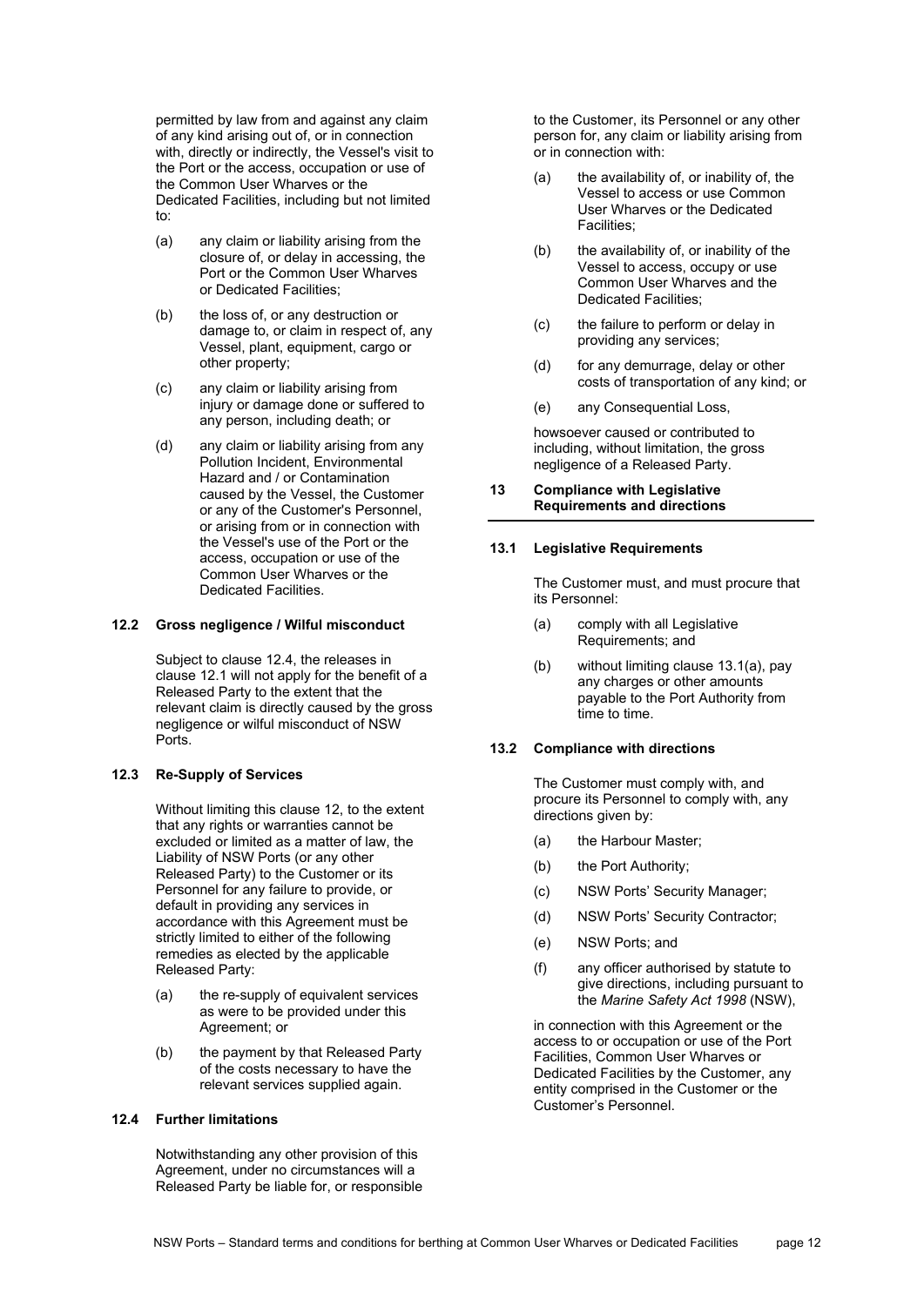permitted by law from and against any claim of any kind arising out of, or in connection with, directly or indirectly, the Vessel's visit to the Port or the access, occupation or use of the Common User Wharves or the Dedicated Facilities, including but not limited to:

(a) any claim or liability arising from the closure of, or delay in accessing, the Port or the Common User Wharves or Dedicated Facilities;

(b) the loss of, or any destruction or damage to, or claim in respect of, any Vessel, plant, equipment, cargo or other property;

(c) any claim or liability arising from injury or damage done or suffered to any person, including death; or

(d) any claim or liability arising from any Pollution Incident, Environmental Hazard and / or Contamination caused by the Vessel, the Customer or any of the Customer's Personnel, or arising from or in connection with the Vessel's use of the Port or the access, occupation or use of the Common User Wharves or the Dedicated Facilities.

### 12.2 Gross negligence / Wilful misconduct

Subject to clause 12.4, the releases in clause 12.1 will not apply for the benefit of a Released Party to the extent that the relevant claim is directly caused by the gross negligence or wilful misconduct of NSW Ports.

### 12.3 Re-Supply of Services

Without limiting this clause 12, to the extent that any rights or warranties cannot be excluded or limited as a matter of law, the Liability of NSW Ports (or any other Released Party) to the Customer or its Personnel for any failure to provide, or default in providing any services in accordance with this Agreement must be strictly limited to either of the following remedies as elected by the applicable Released Party:

(a) the re-supply of equivalent services as were to be provided under this Agreement; or

(b) the payment by that Released Party of the costs necessary to have the relevant services supplied again.

### 12.4 Further limitations

Notwithstanding any other provision of this Agreement, under no circumstances will a Released Party be liable for, or responsible to the Customer, its Personnel or any other person for, any claim or liability arising from or in connection with:

(a) the availability of, or inability of, the Vessel to access or use Common User Wharves or the Dedicated Facilities;

(b) the availability of, or inability of the Vessel to access, occupy or use Common User Wharves and the Dedicated Facilities;

(c) the failure to perform or delay in providing any services;

(d) for any demurrage, delay or other costs of transportation of any kind; or

(e) any Consequential Loss,

howsoever caused or contributed to including, without limitation, the gross negligence of a Released Party.

## 13 Compliance with Legislative Requirements and directions

### 13.1 Legislative Requirements

The Customer must, and must procure that its Personnel:

(a) comply with all Legislative Requirements; and

(b) without limiting clause 13.1(a), pay any charges or other amounts payable to the Port Authority from time to time.

### 13.2 Compliance with directions

The Customer must comply with, and procure its Personnel to comply with, any directions given by:

(a) the Harbour Master;

(b) the Port Authority;

(c) NSW Ports' Security Manager;

(d) NSW Ports' Security Contractor;

(e) NSW Ports; and

(f) any officer authorised by statute to give directions, including pursuant to the *Marine Safety Act 1998* (NSW),

in connection with this Agreement or the access to or occupation or use of the Port Facilities, Common User Wharves or Dedicated Facilities by the Customer, any entity comprised in the Customer or the Customer's Personnel.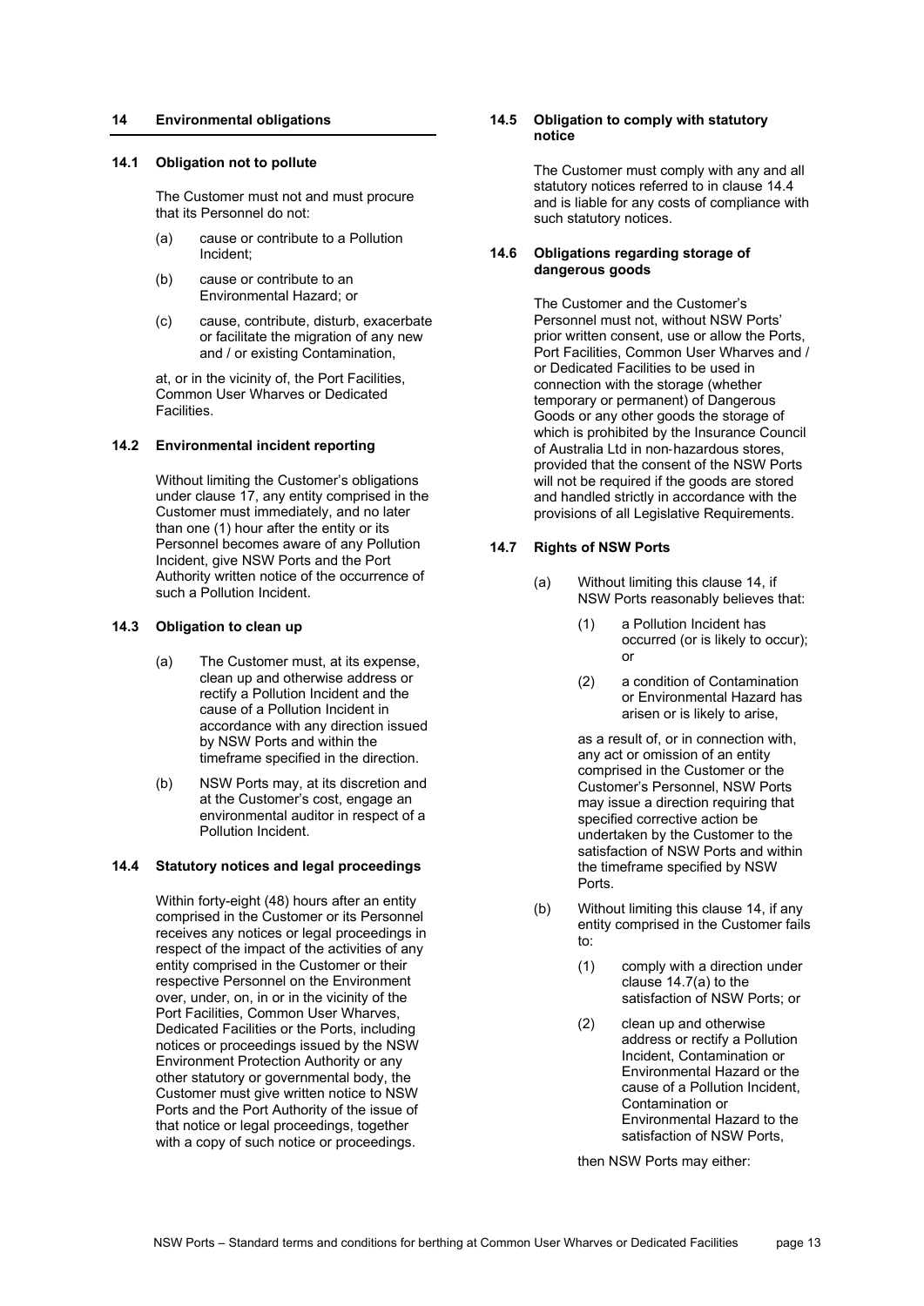## 14 Environmental obligations

### 14.1 Obligation not to pollute

The Customer must not and must procure that its Personnel do not:

(a) cause or contribute to a Pollution Incident;

(b) cause or contribute to an Environmental Hazard; or

(c) cause, contribute, disturb, exacerbate or facilitate the migration of any new and / or existing Contamination,

at, or in the vicinity of, the Port Facilities, Common User Wharves or Dedicated Facilities.

### 14.2 Environmental incident reporting

Without limiting the Customer's obligations under clause 17, any entity comprised in the Customer must immediately, and no later than one (1) hour after the entity or its Personnel becomes aware of any Pollution Incident, give NSW Ports and the Port Authority written notice of the occurrence of such a Pollution Incident.

### 14.3 Obligation to clean up

(a) The Customer must, at its expense, clean up and otherwise address or rectify a Pollution Incident and the cause of a Pollution Incident in accordance with any direction issued by NSW Ports and within the timeframe specified in the direction.

(b) NSW Ports may, at its discretion and at the Customer's cost, engage an environmental auditor in respect of a Pollution Incident.

### 14.4 Statutory notices and legal proceedings

Within forty-eight (48) hours after an entity comprised in the Customer or its Personnel receives any notices or legal proceedings in respect of the impact of the activities of any entity comprised in the Customer or their respective Personnel on the Environment over, under, on, in or in the vicinity of the Port Facilities, Common User Wharves, Dedicated Facilities or the Ports, including notices or proceedings issued by the NSW Environment Protection Authority or any other statutory or governmental body, the Customer must give written notice to NSW Ports and the Port Authority of the issue of that notice or legal proceedings, together with a copy of such notice or proceedings.

### 14.5 Obligation to comply with statutory notice

The Customer must comply with any and all statutory notices referred to in clause 14.4 and is liable for any costs of compliance with such statutory notices.

### 14.6 Obligations regarding storage of dangerous goods

The Customer and the Customer's Personnel must not, without NSW Ports' prior written consent, use or allow the Ports, Port Facilities, Common User Wharves and / or Dedicated Facilities to be used in connection with the storage (whether temporary or permanent) of Dangerous Goods or any other goods the storage of which is prohibited by the Insurance Council of Australia Ltd in non-hazardous stores, provided that the consent of the NSW Ports will not be required if the goods are stored and handled strictly in accordance with the provisions of all Legislative Requirements.

### 14.7 Rights of NSW Ports

(a) Without limiting this clause 14, if NSW Ports reasonably believes that:

(1) a Pollution Incident has occurred (or is likely to occur); or

(2) a condition of Contamination or Environmental Hazard has arisen or is likely to arise,

as a result of, or in connection with, any act or omission of an entity comprised in the Customer or the Customer's Personnel, NSW Ports may issue a direction requiring that specified corrective action be undertaken by the Customer to the satisfaction of NSW Ports and within the timeframe specified by NSW Ports.

(b) Without limiting this clause 14, if any entity comprised in the Customer fails to:

(1) comply with a direction under clause 14.7(a) to the satisfaction of NSW Ports; or

(2) clean up and otherwise address or rectify a Pollution Incident, Contamination or Environmental Hazard or the cause of a Pollution Incident, Contamination or Environmental Hazard to the satisfaction of NSW Ports,

then NSW Ports may either: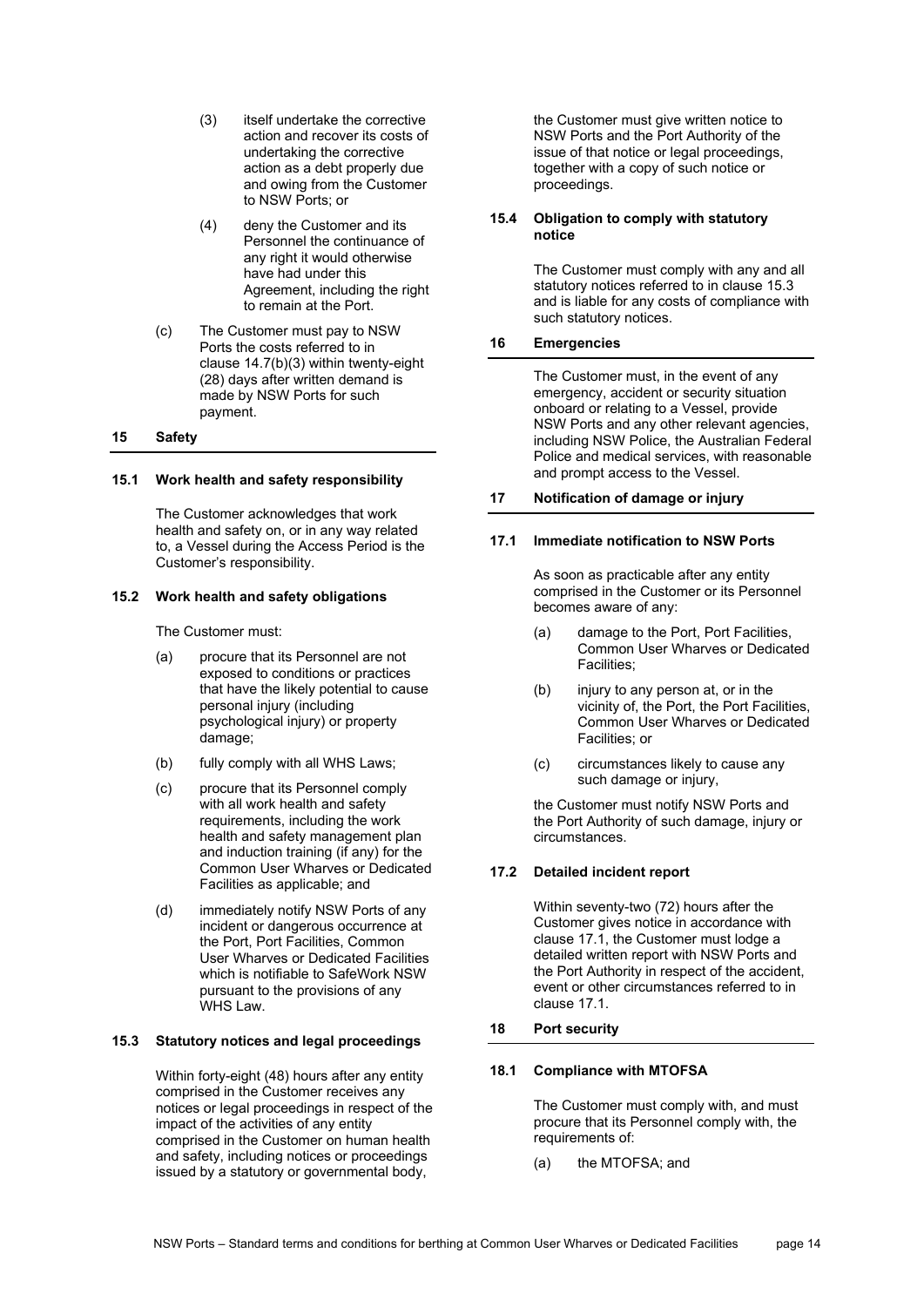(3) itself undertake the corrective action and recover its costs of undertaking the corrective action as a debt properly due and owing from the Customer to NSW Ports; or

(4) deny the Customer and its Personnel the continuance of any right it would otherwise have had under this Agreement, including the right to remain at the Port.

(c) The Customer must pay to NSW Ports the costs referred to in clause 14.7(b)(3) within twenty-eight (28) days after written demand is made by NSW Ports for such payment.

## 15 Safety

### 15.1 Work health and safety responsibility

The Customer acknowledges that work health and safety on, or in any way related to, a Vessel during the Access Period is the Customer's responsibility.

### 15.2 Work health and safety obligations

The Customer must:

(a) procure that its Personnel are not exposed to conditions or practices that have the likely potential to cause personal injury (including psychological injury) or property damage;

(b) fully comply with all WHS Laws;

(c) procure that its Personnel comply with all work health and safety requirements, including the work health and safety management plan and induction training (if any) for the Common User Wharves or Dedicated Facilities as applicable; and

(d) immediately notify NSW Ports of any incident or dangerous occurrence at the Port, Port Facilities, Common User Wharves or Dedicated Facilities which is notifiable to SafeWork NSW pursuant to the provisions of any WHS Law.

### 15.3 Statutory notices and legal proceedings

Within forty-eight (48) hours after any entity comprised in the Customer receives any notices or legal proceedings in respect of the impact of the activities of any entity comprised in the Customer on human health and safety, including notices or proceedings issued by a statutory or governmental body, the Customer must give written notice to NSW Ports and the Port Authority of the issue of that notice or legal proceedings, together with a copy of such notice or proceedings.

### 15.4 Obligation to comply with statutory notice

The Customer must comply with any and all statutory notices referred to in clause 15.3 and is liable for any costs of compliance with such statutory notices.

## 16 Emergencies

The Customer must, in the event of any emergency, accident or security situation onboard or relating to a Vessel, provide NSW Ports and any other relevant agencies, including NSW Police, the Australian Federal Police and medical services, with reasonable and prompt access to the Vessel.

## 17 Notification of damage or injury

### 17.1 Immediate notification to NSW Ports

As soon as practicable after any entity comprised in the Customer or its Personnel becomes aware of any:

(a) damage to the Port, Port Facilities, Common User Wharves or Dedicated Facilities;

(b) injury to any person at, or in the vicinity of, the Port, the Port Facilities, Common User Wharves or Dedicated Facilities; or

(c) circumstances likely to cause any such damage or injury,

the Customer must notify NSW Ports and the Port Authority of such damage, injury or circumstances.

### 17.2 Detailed incident report

Within seventy-two (72) hours after the Customer gives notice in accordance with clause 17.1, the Customer must lodge a detailed written report with NSW Ports and the Port Authority in respect of the accident, event or other circumstances referred to in clause 17.1.

## 18 Port security

### 18.1 Compliance with MTOFSA

The Customer must comply with, and must procure that its Personnel comply with, the requirements of:

(a) the MTOFSA; and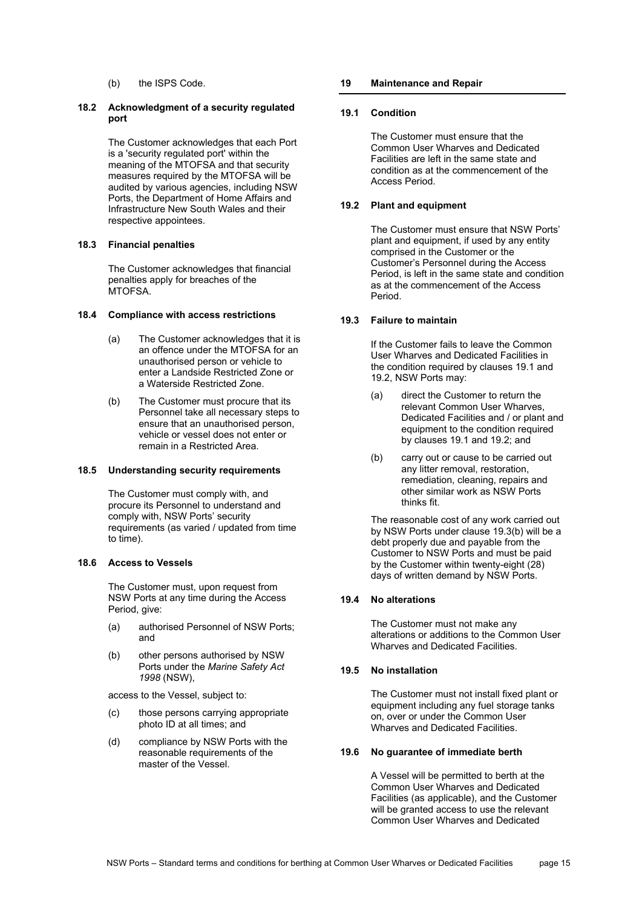(b) the ISPS Code.

### 18.2 Acknowledgment of a security regulated port

The Customer acknowledges that each Port is a 'security regulated port' within the meaning of the MTOFSA and that security measures required by the MTOFSA will be audited by various agencies, including NSW Ports, the Department of Home Affairs and Infrastructure New South Wales and their respective appointees.

### 18.3 Financial penalties

The Customer acknowledges that financial penalties apply for breaches of the MTOFSA.

### 18.4 Compliance with access restrictions

(a) The Customer acknowledges that it is an offence under the MTOFSA for an unauthorised person or vehicle to enter a Landside Restricted Zone or a Waterside Restricted Zone.

(b) The Customer must procure that its Personnel take all necessary steps to ensure that an unauthorised person, vehicle or vessel does not enter or remain in a Restricted Area.

### 18.5 Understanding security requirements

The Customer must comply with, and procure its Personnel to understand and comply with, NSW Ports' security requirements (as varied / updated from time to time).

### 18.6 Access to Vessels

The Customer must, upon request from NSW Ports at any time during the Access Period, give:

(a) authorised Personnel of NSW Ports; and

(b) other persons authorised by NSW Ports under the *Marine Safety Act 1998* (NSW),

access to the Vessel, subject to:

(c) those persons carrying appropriate photo ID at all times; and

(d) compliance by NSW Ports with the reasonable requirements of the master of the Vessel.

## 19 Maintenance and Repair

### 19.1 Condition

The Customer must ensure that the Common User Wharves and Dedicated Facilities are left in the same state and condition as at the commencement of the Access Period.

### 19.2 Plant and equipment

The Customer must ensure that NSW Ports' plant and equipment, if used by any entity comprised in the Customer or the Customer's Personnel during the Access Period, is left in the same state and condition as at the commencement of the Access Period.

### 19.3 Failure to maintain

If the Customer fails to leave the Common User Wharves and Dedicated Facilities in the condition required by clauses 19.1 and 19.2, NSW Ports may:

(a) direct the Customer to return the relevant Common User Wharves, Dedicated Facilities and / or plant and equipment to the condition required by clauses 19.1 and 19.2; and

(b) carry out or cause to be carried out any litter removal, restoration, remediation, cleaning, repairs and other similar work as NSW Ports thinks fit.

The reasonable cost of any work carried out by NSW Ports under clause 19.3(b) will be a debt properly due and payable from the Customer to NSW Ports and must be paid by the Customer within twenty-eight (28) days of written demand by NSW Ports.

### 19.4 No alterations

The Customer must not make any alterations or additions to the Common User Wharves and Dedicated Facilities.

### 19.5 No installation

The Customer must not install fixed plant or equipment including any fuel storage tanks on, over or under the Common User Wharves and Dedicated Facilities.

### 19.6 No guarantee of immediate berth

A Vessel will be permitted to berth at the Common User Wharves and Dedicated Facilities (as applicable), and the Customer will be granted access to use the relevant Common User Wharves and Dedicated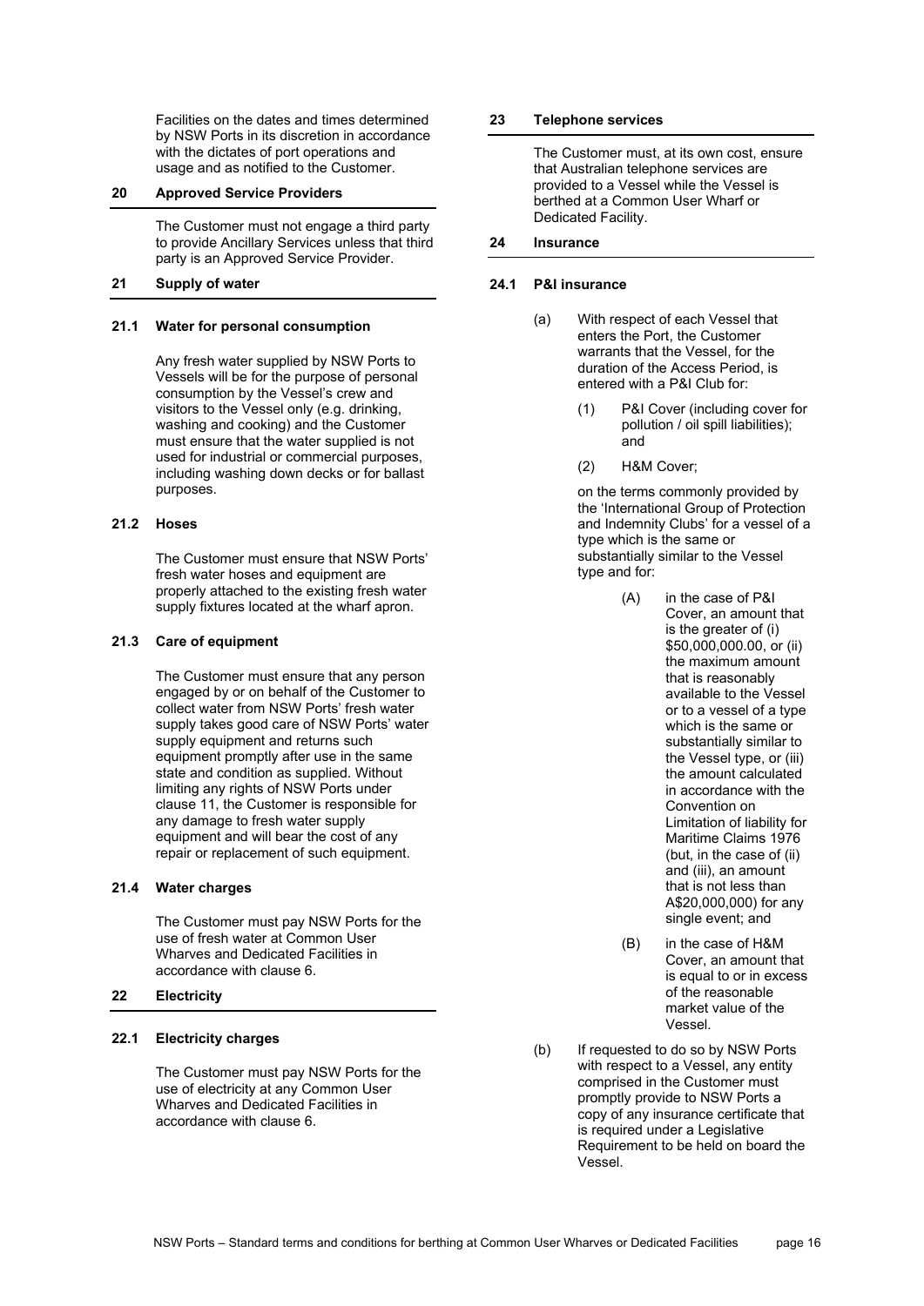Facilities on the dates and times determined by NSW Ports in its discretion in accordance with the dictates of port operations and usage and as notified to the Customer.

## 20 Approved Service Providers

The Customer must not engage a third party to provide Ancillary Services unless that third party is an Approved Service Provider.

## 21 Supply of water

### 21.1 Water for personal consumption

Any fresh water supplied by NSW Ports to Vessels will be for the purpose of personal consumption by the Vessel's crew and visitors to the Vessel only (e.g. drinking, washing and cooking) and the Customer must ensure that the water supplied is not used for industrial or commercial purposes, including washing down decks or for ballast purposes.

### 21.2 Hoses

The Customer must ensure that NSW Ports' fresh water hoses and equipment are properly attached to the existing fresh water supply fixtures located at the wharf apron.

### 21.3 Care of equipment

The Customer must ensure that any person engaged by or on behalf of the Customer to collect water from NSW Ports' fresh water supply takes good care of NSW Ports' water supply equipment and returns such equipment promptly after use in the same state and condition as supplied. Without limiting any rights of NSW Ports under clause 11, the Customer is responsible for any damage to fresh water supply equipment and will bear the cost of any repair or replacement of such equipment.

### 21.4 Water charges

The Customer must pay NSW Ports for the use of fresh water at Common User Wharves and Dedicated Facilities in accordance with clause 6.

## 22 Electricity

### 22.1 Electricity charges

The Customer must pay NSW Ports for the use of electricity at any Common User Wharves and Dedicated Facilities in accordance with clause 6.

## 23 Telephone services

The Customer must, at its own cost, ensure that Australian telephone services are provided to a Vessel while the Vessel is berthed at a Common User Wharf or Dedicated Facility.

## 24 Insurance

### 24.1 P&I insurance

(a) With respect of each Vessel that enters the Port, the Customer warrants that the Vessel, for the duration of the Access Period, is entered with a P&I Club for:

(1) P&I Cover (including cover for pollution / oil spill liabilities); and

(2) H&M Cover;

on the terms commonly provided by the 'International Group of Protection and Indemnity Clubs' for a vessel of a type which is the same or substantially similar to the Vessel type and for:

(A) in the case of P&I Cover, an amount that is the greater of (i) $50,000,000.00, or (ii) the maximum amount that is reasonably available to the Vessel or to a vessel of a type which is the same or substantially similar to the Vessel type, or (iii) the amount calculated in accordance with the Convention on Limitation of liability for Maritime Claims 1976 (but, in the case of (ii) and (iii), an amount that is not less than A$20,000,000) for any single event; and

(B) in the case of H&M Cover, an amount that is equal to or in excess of the reasonable market value of the Vessel.

(b) If requested to do so by NSW Ports with respect to a Vessel, any entity comprised in the Customer must promptly provide to NSW Ports a copy of any insurance certificate that is required under a Legislative Requirement to be held on board the Vessel.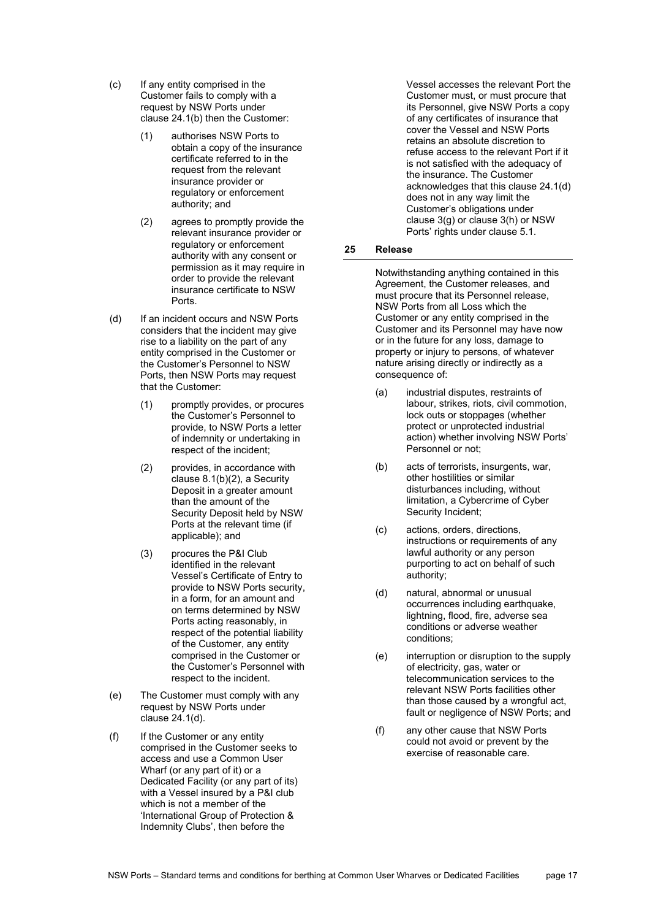(c) If any entity comprised in the Customer fails to comply with a request by NSW Ports under clause 24.1(b) then the Customer:

   (1) authorises NSW Ports to obtain a copy of the insurance certificate referred to in the request from the relevant insurance provider or regulatory or enforcement authority; and

   (2) agrees to promptly provide the relevant insurance provider or regulatory or enforcement authority with any consent or permission as it may require in order to provide the relevant insurance certificate to NSW Ports.

(d) If an incident occurs and NSW Ports considers that the incident may give rise to a liability on the part of any entity comprised in the Customer or the Customer's Personnel to NSW Ports, then NSW Ports may request that the Customer:

   (1) promptly provides, or procures the Customer's Personnel to provide, to NSW Ports a letter of indemnity or undertaking in respect of the incident;

   (2) provides, in accordance with clause 8.1(b)(2), a Security Deposit in a greater amount than the amount of the Security Deposit held by NSW Ports at the relevant time (if applicable); and

   (3) procures the P&I Club identified in the relevant Vessel's Certificate of Entry to provide to NSW Ports security, in a form, for an amount and on terms determined by NSW Ports acting reasonably, in respect of the potential liability of the Customer, any entity comprised in the Customer or the Customer's Personnel with respect to the incident.

(e) The Customer must comply with any request by NSW Ports under clause 24.1(d).

(f) If the Customer or any entity comprised in the Customer seeks to access and use a Common User Wharf (or any part of it) or a Dedicated Facility (or any part of its) with a Vessel insured by a P&I club which is not a member of the 'International Group of Protection & Indemnity Clubs', then before the Vessel accesses the relevant Port the Customer must, or must procure that its Personnel, give NSW Ports a copy of any certificates of insurance that cover the Vessel and NSW Ports retains an absolute discretion to refuse access to the relevant Port if it is not satisfied with the adequacy of the insurance. The Customer acknowledges that this clause 24.1(d) does not in any way limit the Customer's obligations under clause 3(g) or clause 3(h) or NSW Ports' rights under clause 5.1.

## 25 Release

Notwithstanding anything contained in this Agreement, the Customer releases, and must procure that its Personnel release, NSW Ports from all Loss which the Customer or any entity comprised in the Customer and its Personnel may have now or in the future for any loss, damage to property or injury to persons, of whatever nature arising directly or indirectly as a consequence of:

(a) industrial disputes, restraints of labour, strikes, riots, civil commotion, lock outs or stoppages (whether protect or unprotected industrial action) whether involving NSW Ports' Personnel or not;

(b) acts of terrorists, insurgents, war, other hostilities or similar disturbances including, without limitation, a Cybercrime of Cyber Security Incident;

(c) actions, orders, directions, instructions or requirements of any lawful authority or any person purporting to act on behalf of such authority;

(d) natural, abnormal or unusual occurrences including earthquake, lightning, flood, fire, adverse sea conditions or adverse weather conditions;

(e) interruption or disruption to the supply of electricity, gas, water or telecommunication services to the relevant NSW Ports facilities other than those caused by a wrongful act, fault or negligence of NSW Ports; and

(f) any other cause that NSW Ports could not avoid or prevent by the exercise of reasonable care.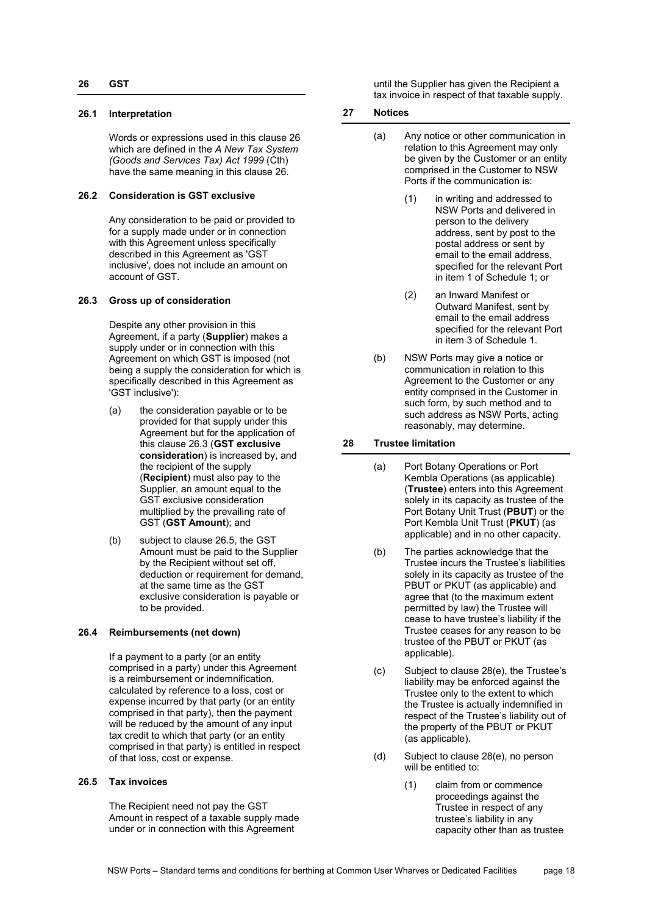## 26 GST

### 26.1 Interpretation

Words or expressions used in this clause 26 which are defined in the *A New Tax System (Goods and Services Tax) Act 1999* (Cth) have the same meaning in this clause 26.

### 26.2 Consideration is GST exclusive

Any consideration to be paid or provided to for a supply made under or in connection with this Agreement unless specifically described in this Agreement as 'GST inclusive', does not include an amount on account of GST.

### 26.3 Gross up of consideration

Despite any other provision in this Agreement, if a party (**Supplier**) makes a supply under or in connection with this Agreement on which GST is imposed (not being a supply the consideration for which is specifically described in this Agreement as 'GST inclusive'):

(a) the consideration payable or to be provided for that supply under this Agreement but for the application of this clause 26.3 (**GST exclusive consideration**) is increased by, and the recipient of the supply (**Recipient**) must also pay to the Supplier, an amount equal to the GST exclusive consideration multiplied by the prevailing rate of GST (**GST Amount**); and

(b) subject to clause 26.5, the GST Amount must be paid to the Supplier by the Recipient without set off, deduction or requirement for demand, at the same time as the GST exclusive consideration is payable or to be provided.

### 26.4 Reimbursements (net down)

If a payment to a party (or an entity comprised in a party) under this Agreement is a reimbursement or indemnification, calculated by reference to a loss, cost or expense incurred by that party (or an entity comprised in that party), then the payment will be reduced by the amount of any input tax credit to which that party (or an entity comprised in that party) is entitled in respect of that loss, cost or expense.

### 26.5 Tax invoices

The Recipient need not pay the GST Amount in respect of a taxable supply made under or in connection with this Agreement until the Supplier has given the Recipient a tax invoice in respect of that taxable supply.

## 27 Notices

(a) Any notice or other communication in relation to this Agreement may only be given by the Customer or an entity comprised in the Customer to NSW Ports if the communication is:

(1) in writing and addressed to NSW Ports and delivered in person to the delivery address, sent by post to the postal address or sent by email to the email address, specified for the relevant Port in item 1 of Schedule 1; or

(2) an Inward Manifest or Outward Manifest, sent by email to the email address specified for the relevant Port in item 3 of Schedule 1.

(b) NSW Ports may give a notice or communication in relation to this Agreement to the Customer or any entity comprised in the Customer in such form, by such method and to such address as NSW Ports, acting reasonably, may determine.

## 28 Trustee limitation

(a) Port Botany Operations or Port Kembla Operations (as applicable) (**Trustee**) enters into this Agreement solely in its capacity as trustee of the Port Botany Unit Trust (**PBUT**) or the Port Kembla Unit Trust (**PKUT**) (as applicable) and in no other capacity.

(b) The parties acknowledge that the Trustee incurs the Trustee's liabilities solely in its capacity as trustee of the PBUT or PKUT (as applicable) and agree that (to the maximum extent permitted by law) the Trustee will cease to have trustee's liability if the Trustee ceases for any reason to be trustee of the PBUT or PKUT (as applicable).

(c) Subject to clause 28(e), the Trustee's liability may be enforced against the Trustee only to the extent to which the Trustee is actually indemnified in respect of the Trustee's liability out of the property of the PBUT or PKUT (as applicable).

(d) Subject to clause 28(e), no person will be entitled to:

(1) claim from or commence proceedings against the Trustee in respect of any trustee's liability in any capacity other than as trustee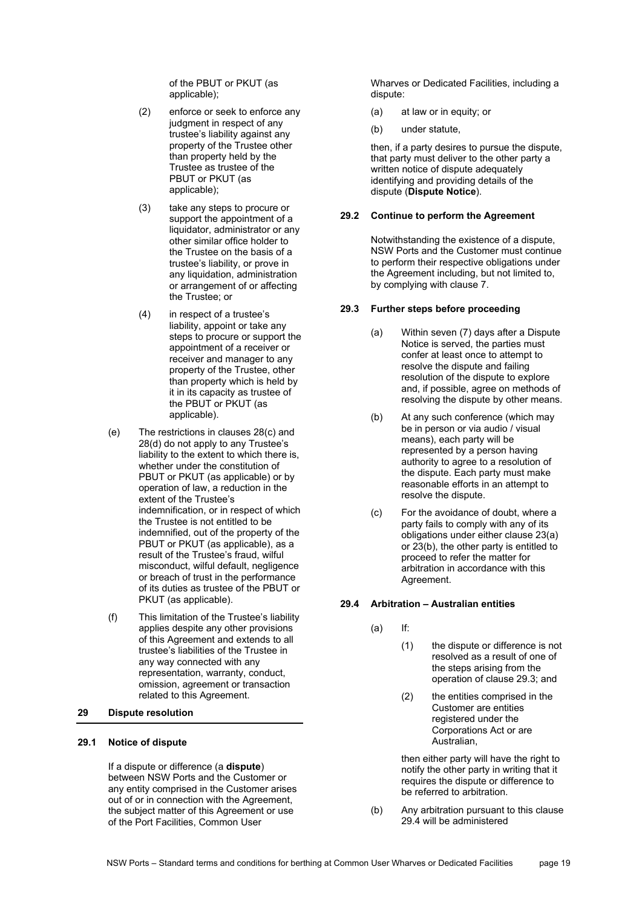of the PBUT or PKUT (as applicable);

(2) enforce or seek to enforce any judgment in respect of any trustee's liability against any property of the Trustee other than property held by the Trustee as trustee of the PBUT or PKUT (as applicable);

(3) take any steps to procure or support the appointment of a liquidator, administrator or any other similar office holder to the Trustee on the basis of a trustee's liability, or prove in any liquidation, administration or arrangement of or affecting the Trustee; or

(4) in respect of a trustee's liability, appoint or take any steps to procure or support the appointment of a receiver or receiver and manager to any property of the Trustee, other than property which is held by it in its capacity as trustee of the PBUT or PKUT (as applicable).

(e) The restrictions in clauses 28(c) and 28(d) do not apply to any Trustee's liability to the extent to which there is, whether under the constitution of PBUT or PKUT (as applicable) or by operation of law, a reduction in the extent of the Trustee's indemnification, or in respect of which the Trustee is not entitled to be indemnified, out of the property of the PBUT or PKUT (as applicable), as a result of the Trustee's fraud, wilful misconduct, wilful default, negligence or breach of trust in the performance of its duties as trustee of the PBUT or PKUT (as applicable).

(f) This limitation of the Trustee's liability applies despite any other provisions of this Agreement and extends to all trustee's liabilities of the Trustee in any way connected with any representation, warranty, conduct, omission, agreement or transaction related to this Agreement.

## 29 Dispute resolution

### 29.1 Notice of dispute

If a dispute or difference (a **dispute**) between NSW Ports and the Customer or any entity comprised in the Customer arises out of or in connection with the Agreement, the subject matter of this Agreement or use of the Port Facilities, Common User Wharves or Dedicated Facilities, including a dispute:

(a) at law or in equity; or

(b) under statute,

then, if a party desires to pursue the dispute, that party must deliver to the other party a written notice of dispute adequately identifying and providing details of the dispute (**Dispute Notice**).

### 29.2 Continue to perform the Agreement

Notwithstanding the existence of a dispute, NSW Ports and the Customer must continue to perform their respective obligations under the Agreement including, but not limited to, by complying with clause 7.

### 29.3 Further steps before proceeding

(a) Within seven (7) days after a Dispute Notice is served, the parties must confer at least once to attempt to resolve the dispute and failing resolution of the dispute to explore and, if possible, agree on methods of resolving the dispute by other means.

(b) At any such conference (which may be in person or via audio / visual means), each party will be represented by a person having authority to agree to a resolution of the dispute. Each party must make reasonable efforts in an attempt to resolve the dispute.

(c) For the avoidance of doubt, where a party fails to comply with any of its obligations under either clause 23(a) or 23(b), the other party is entitled to proceed to refer the matter for arbitration in accordance with this Agreement.

### 29.4 Arbitration – Australian entities

(a) If:

(1) the dispute or difference is not resolved as a result of one of the steps arising from the operation of clause 29.3; and

(2) the entities comprised in the Customer are entities registered under the Corporations Act or are Australian,

then either party will have the right to notify the other party in writing that it requires the dispute or difference to be referred to arbitration.

(b) Any arbitration pursuant to this clause 29.4 will be administered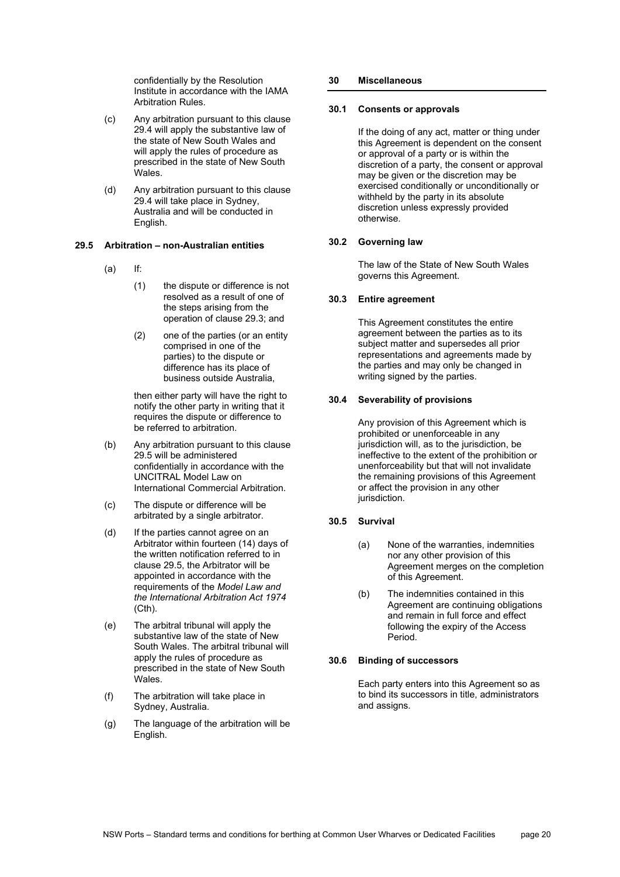confidentially by the Resolution Institute in accordance with the IAMA Arbitration Rules.

(c) Any arbitration pursuant to this clause 29.4 will apply the substantive law of the state of New South Wales and will apply the rules of procedure as prescribed in the state of New South Wales.

(d) Any arbitration pursuant to this clause 29.4 will take place in Sydney, Australia and will be conducted in English.

### 29.5 Arbitration – non-Australian entities

(a) If:

(1) the dispute or difference is not resolved as a result of one of the steps arising from the operation of clause 29.3; and

(2) one of the parties (or an entity comprised in one of the parties) to the dispute or difference has its place of business outside Australia,

then either party will have the right to notify the other party in writing that it requires the dispute or difference to be referred to arbitration.

(b) Any arbitration pursuant to this clause 29.5 will be administered confidentially in accordance with the UNCITRAL Model Law on International Commercial Arbitration.

(c) The dispute or difference will be arbitrated by a single arbitrator.

(d) If the parties cannot agree on an Arbitrator within fourteen (14) days of the written notification referred to in clause 29.5, the Arbitrator will be appointed in accordance with the requirements of the *Model Law and the International Arbitration Act 1974* (Cth).

(e) The arbitral tribunal will apply the substantive law of the state of New South Wales. The arbitral tribunal will apply the rules of procedure as prescribed in the state of New South Wales.

(f) The arbitration will take place in Sydney, Australia.

(g) The language of the arbitration will be English.

## 30 Miscellaneous

### 30.1 Consents or approvals

If the doing of any act, matter or thing under this Agreement is dependent on the consent or approval of a party or is within the discretion of a party, the consent or approval may be given or the discretion may be exercised conditionally or unconditionally or withheld by the party in its absolute discretion unless expressly provided otherwise.

### 30.2 Governing law

The law of the State of New South Wales governs this Agreement.

### 30.3 Entire agreement

This Agreement constitutes the entire agreement between the parties as to its subject matter and supersedes all prior representations and agreements made by the parties and may only be changed in writing signed by the parties.

### 30.4 Severability of provisions

Any provision of this Agreement which is prohibited or unenforceable in any jurisdiction will, as to the jurisdiction, be ineffective to the extent of the prohibition or unenforceability but that will not invalidate the remaining provisions of this Agreement or affect the provision in any other jurisdiction.

### 30.5 Survival

(a) None of the warranties, indemnities nor any other provision of this Agreement merges on the completion of this Agreement.

(b) The indemnities contained in this Agreement are continuing obligations and remain in full force and effect following the expiry of the Access Period.

### 30.6 Binding of successors

Each party enters into this Agreement so as to bind its successors in title, administrators and assigns.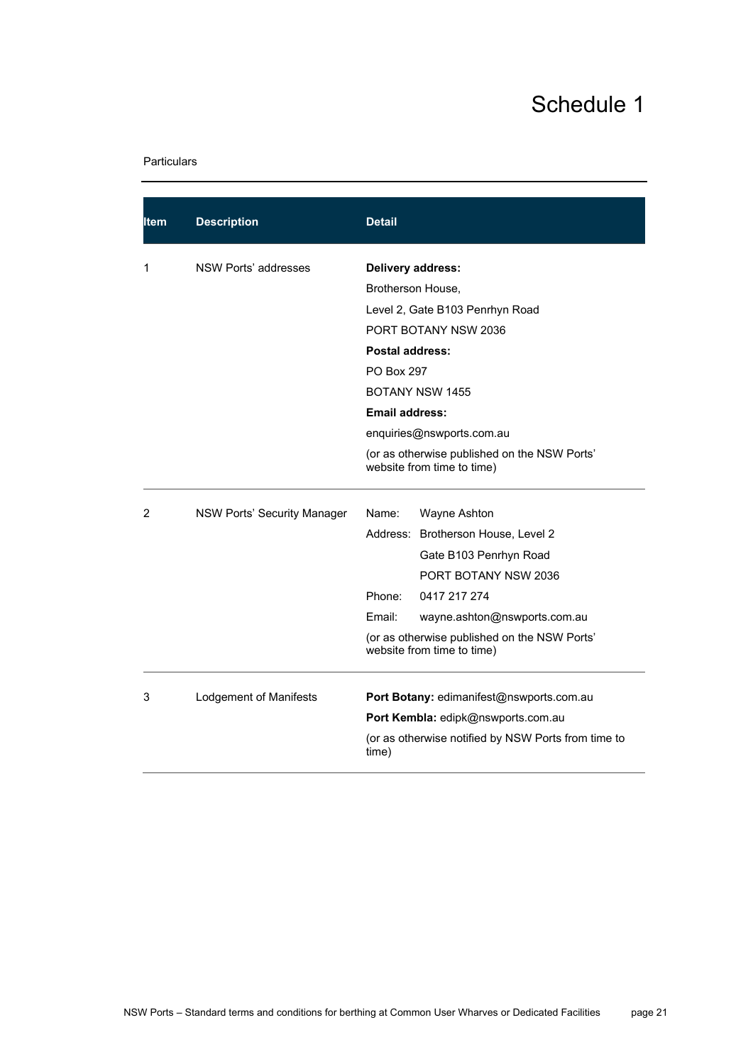# Schedule 1

Particulars

| Item | Description | Detail |
|---|---|---|
| 1 | NSW Ports' addresses | **Delivery address:**<br>Brotherson House,<br>Level 2, Gate B103 Penrhyn Road<br>PORT BOTANY NSW 2036<br>**Postal address:**<br>PO Box 297<br>BOTANY NSW 1455<br>**Email address:**<br>enquiries@nswports.com.au<br>(or as otherwise published on the NSW Ports' website from time to time) |
| 2 | NSW Ports' Security Manager | Name: Wayne Ashton<br>Address: Brotherson House, Level 2<br>Gate B103 Penrhyn Road<br>PORT BOTANY NSW 2036<br>Phone: 0417 217 274<br>Email: wayne.ashton@nswports.com.au<br>(or as otherwise published on the NSW Ports' website from time to time) |
| 3 | Lodgement of Manifests | **Port Botany:** edimanifest@nswports.com.au<br>**Port Kembla:** edipk@nswports.com.au<br>(or as otherwise notified by NSW Ports from time to time) |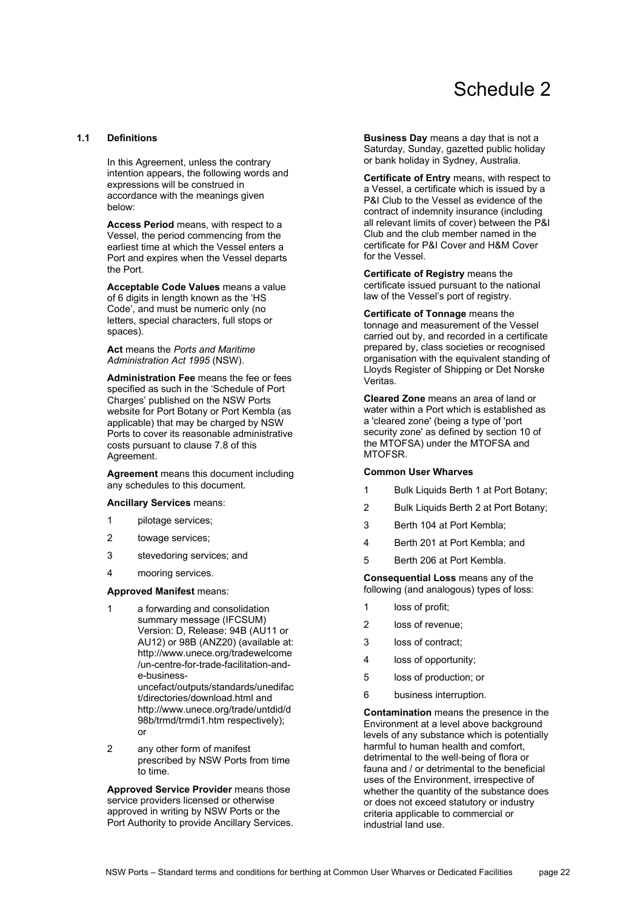# Schedule 2

## 1.1 Definitions

In this Agreement, unless the contrary intention appears, the following words and expressions will be construed in accordance with the meanings given below:

**Access Period** means, with respect to a Vessel, the period commencing from the earliest time at which the Vessel enters a Port and expires when the Vessel departs the Port.

**Acceptable Code Values** means a value of 6 digits in length known as the 'HS Code', and must be numeric only (no letters, special characters, full stops or spaces).

**Act** means the *Ports and Maritime Administration Act 1995* (NSW).

**Administration Fee** means the fee or fees specified as such in the 'Schedule of Port Charges' published on the NSW Ports website for Port Botany or Port Kembla (as applicable) that may be charged by NSW Ports to cover its reasonable administrative costs pursuant to clause 7.8 of this Agreement.

**Agreement** means this document including any schedules to this document.

**Ancillary Services** means:

1. pilotage services;
2. towage services;
3. stevedoring services; and
4. mooring services.

**Approved Manifest** means:

1. a forwarding and consolidation summary message (IFCSUM) Version: D, Release: 94B (AU11 or AU12) or 98B (ANZ20) (available at: http://www.unece.org/tradewelcome/un-centre-for-trade-facilitation-and-e-business-uncefact/outputs/standards/unedifact/directories/download.html and http://www.unece.org/trade/untdid/d98b/trmd/trmdi1.htm respectively); or
2. any other form of manifest prescribed by NSW Ports from time to time.

**Approved Service Provider** means those service providers licensed or otherwise approved in writing by NSW Ports or the Port Authority to provide Ancillary Services.

**Business Day** means a day that is not a Saturday, Sunday, gazetted public holiday or bank holiday in Sydney, Australia.

**Certificate of Entry** means, with respect to a Vessel, a certificate which is issued by a P&I Club to the Vessel as evidence of the contract of indemnity insurance (including all relevant limits of cover) between the P&I Club and the club member named in the certificate for P&I Cover and H&M Cover for the Vessel.

**Certificate of Registry** means the certificate issued pursuant to the national law of the Vessel's port of registry.

**Certificate of Tonnage** means the tonnage and measurement of the Vessel carried out by, and recorded in a certificate prepared by, class societies or recognised organisation with the equivalent standing of Lloyds Register of Shipping or Det Norske Veritas.

**Cleared Zone** means an area of land or water within a Port which is established as a 'cleared zone' (being a type of 'port security zone' as defined by section 10 of the MTOFSA) under the MTOFSA and MTOFSR.

**Common User Wharves**

1. Bulk Liquids Berth 1 at Port Botany;
2. Bulk Liquids Berth 2 at Port Botany;
3. Berth 104 at Port Kembla;
4. Berth 201 at Port Kembla; and
5. Berth 206 at Port Kembla.

**Consequential Loss** means any of the following (and analogous) types of loss:

1. loss of profit;
2. loss of revenue;
3. loss of contract;
4. loss of opportunity;
5. loss of production; or
6. business interruption.

**Contamination** means the presence in the Environment at a level above background levels of any substance which is potentially harmful to human health and comfort, detrimental to the well-being of flora or fauna and / or detrimental to the beneficial uses of the Environment, irrespective of whether the quantity of the substance does or does not exceed statutory or industry criteria applicable to commercial or industrial land use.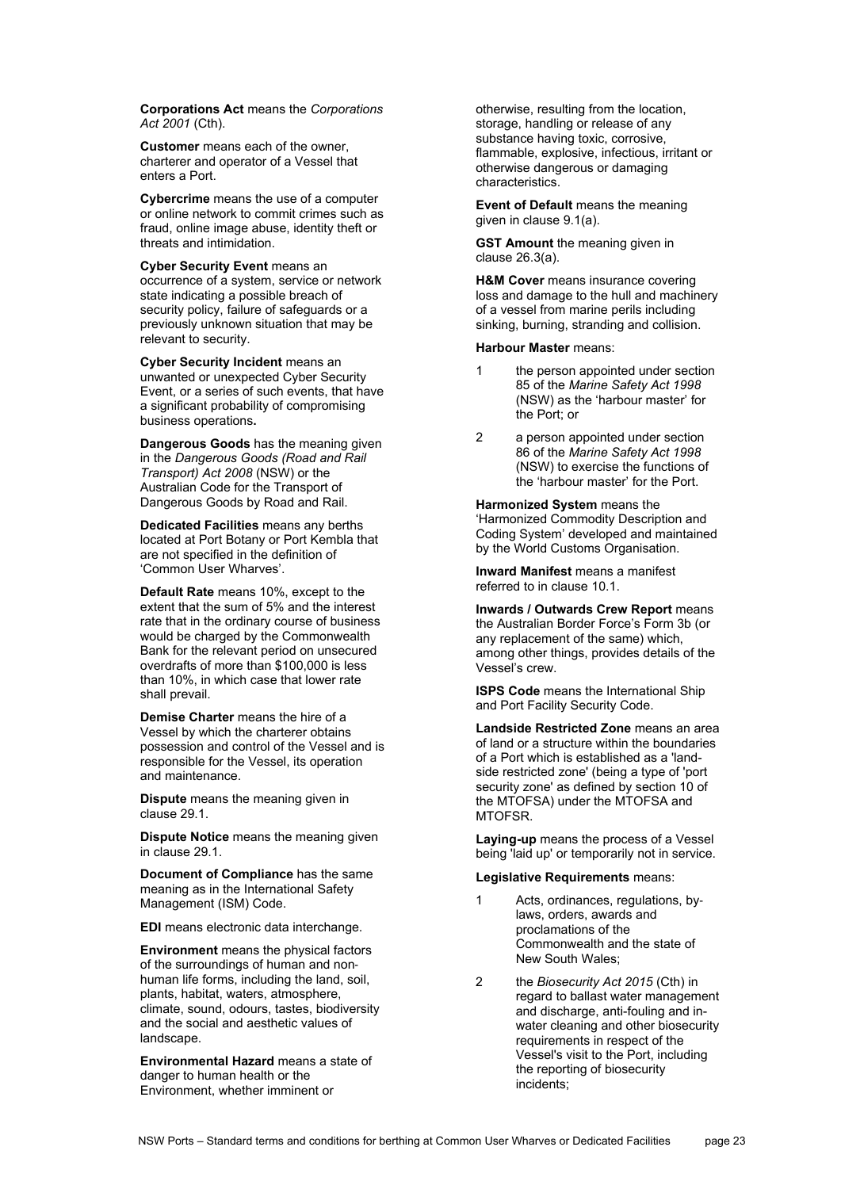**Corporations Act** means the *Corporations Act 2001* (Cth).

**Customer** means each of the owner, charterer and operator of a Vessel that enters a Port.

**Cybercrime** means the use of a computer or online network to commit crimes such as fraud, online image abuse, identity theft or threats and intimidation.

**Cyber Security Event** means an occurrence of a system, service or network state indicating a possible breach of security policy, failure of safeguards or a previously unknown situation that may be relevant to security.

**Cyber Security Incident** means an unwanted or unexpected Cyber Security Event, or a series of such events, that have a significant probability of compromising business operations**.**

**Dangerous Goods** has the meaning given in the *Dangerous Goods (Road and Rail Transport) Act 2008* (NSW) or the Australian Code for the Transport of Dangerous Goods by Road and Rail.

**Dedicated Facilities** means any berths located at Port Botany or Port Kembla that are not specified in the definition of 'Common User Wharves'.

**Default Rate** means 10%, except to the extent that the sum of 5% and the interest rate that in the ordinary course of business would be charged by the Commonwealth Bank for the relevant period on unsecured overdrafts of more than $100,000 is less than 10%, in which case that lower rate shall prevail.

**Demise Charter** means the hire of a Vessel by which the charterer obtains possession and control of the Vessel and is responsible for the Vessel, its operation and maintenance.

**Dispute** means the meaning given in clause 29.1.

**Dispute Notice** means the meaning given in clause 29.1.

**Document of Compliance** has the same meaning as in the International Safety Management (ISM) Code.

**EDI** means electronic data interchange.

**Environment** means the physical factors of the surroundings of human and non-human life forms, including the land, soil, plants, habitat, waters, atmosphere, climate, sound, odours, tastes, biodiversity and the social and aesthetic values of landscape.

**Environmental Hazard** means a state of danger to human health or the Environment, whether imminent or otherwise, resulting from the location, storage, handling or release of any substance having toxic, corrosive, flammable, explosive, infectious, irritant or otherwise dangerous or damaging characteristics.

**Event of Default** means the meaning given in clause 9.1(a).

**GST Amount** the meaning given in clause 26.3(a).

**H&M Cover** means insurance covering loss and damage to the hull and machinery of a vessel from marine perils including sinking, burning, stranding and collision.

**Harbour Master** means:

1 the person appointed under section 85 of the *Marine Safety Act 1998* (NSW) as the 'harbour master' for the Port; or

2 a person appointed under section 86 of the *Marine Safety Act 1998* (NSW) to exercise the functions of the 'harbour master' for the Port.

**Harmonized System** means the 'Harmonized Commodity Description and Coding System' developed and maintained by the World Customs Organisation.

**Inward Manifest** means a manifest referred to in clause 10.1.

**Inwards / Outwards Crew Report** means the Australian Border Force's Form 3b (or any replacement of the same) which, among other things, provides details of the Vessel's crew.

**ISPS Code** means the International Ship and Port Facility Security Code.

**Landside Restricted Zone** means an area of land or a structure within the boundaries of a Port which is established as a 'land-side restricted zone' (being a type of 'port security zone' as defined by section 10 of the MTOFSA) under the MTOFSA and MTOFSR.

**Laying-up** means the process of a Vessel being 'laid up' or temporarily not in service.

**Legislative Requirements** means:

1 Acts, ordinances, regulations, by-laws, orders, awards and proclamations of the Commonwealth and the state of New South Wales;

2 the *Biosecurity Act 2015* (Cth) in regard to ballast water management and discharge, anti-fouling and in-water cleaning and other biosecurity requirements in respect of the Vessel's visit to the Port, including the reporting of biosecurity incidents;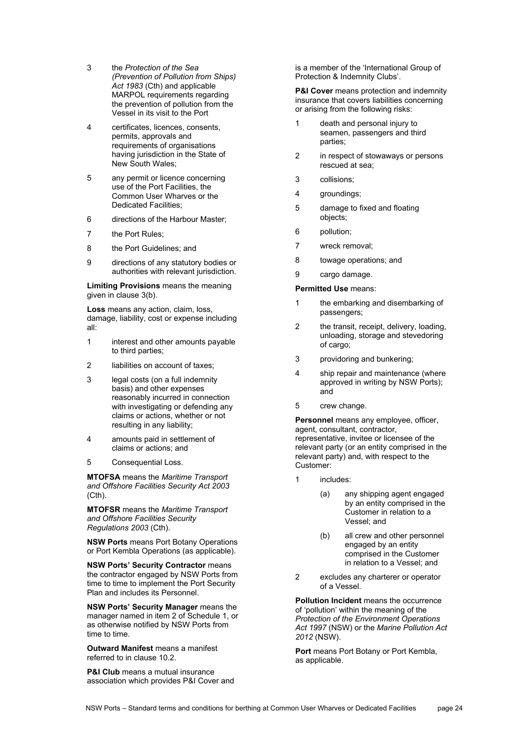3 the *Protection of the Sea (Prevention of Pollution from Ships) Act 1983* (Cth) and applicable MARPOL requirements regarding the prevention of pollution from the Vessel in its visit to the Port

4 certificates, licences, consents, permits, approvals and requirements of organisations having jurisdiction in the State of New South Wales;

5 any permit or licence concerning use of the Port Facilities, the Common User Wharves or the Dedicated Facilities;

6 directions of the Harbour Master;

7 the Port Rules;

8 the Port Guidelines; and

9 directions of any statutory bodies or authorities with relevant jurisdiction.

**Limiting Provisions** means the meaning given in clause 3(b).

**Loss** means any action, claim, loss, damage, liability, cost or expense including all:

1 interest and other amounts payable to third parties;

2 liabilities on account of taxes;

3 legal costs (on a full indemnity basis) and other expenses reasonably incurred in connection with investigating or defending any claims or actions, whether or not resulting in any liability;

4 amounts paid in settlement of claims or actions; and

5 Consequential Loss.

**MTOFSA** means the *Maritime Transport and Offshore Facilities Security Act 2003* (Cth).

**MTOFSR** means the *Maritime Transport and Offshore Facilities Security Regulations 2003* (Cth).

**NSW Ports** means Port Botany Operations or Port Kembla Operations (as applicable).

**NSW Ports' Security Contractor** means the contractor engaged by NSW Ports from time to time to implement the Port Security Plan and includes its Personnel.

**NSW Ports' Security Manager** means the manager named in item 2 of Schedule 1, or as otherwise notified by NSW Ports from time to time.

**Outward Manifest** means a manifest referred to in clause 10.2.

**P&I Club** means a mutual insurance association which provides P&I Cover and is a member of the 'International Group of Protection & Indemnity Clubs'.

**P&I Cover** means protection and indemnity insurance that covers liabilities concerning or arising from the following risks:

1 death and personal injury to seamen, passengers and third parties;

2 in respect of stowaways or persons rescued at sea;

3 collisions;

4 groundings;

5 damage to fixed and floating objects;

6 pollution;

7 wreck removal;

8 towage operations; and

9 cargo damage.

**Permitted Use** means:

1 the embarking and disembarking of passengers;

2 the transit, receipt, delivery, loading, unloading, storage and stevedoring of cargo;

3 providoring and bunkering;

4 ship repair and maintenance (where approved in writing by NSW Ports); and

5 crew change.

**Personnel** means any employee, officer, agent, consultant, contractor, representative, invitee or licensee of the relevant party (or an entity comprised in the relevant party) and, with respect to the Customer:

1 includes:

   (a) any shipping agent engaged by an entity comprised in the Customer in relation to a Vessel; and

   (b) all crew and other personnel engaged by an entity comprised in the Customer in relation to a Vessel; and

2 excludes any charterer or operator of a Vessel.

**Pollution Incident** means the occurrence of 'pollution' within the meaning of the *Protection of the Environment Operations Act 1997* (NSW) or the *Marine Pollution Act 2012* (NSW).

**Port** means Port Botany or Port Kembla, as applicable.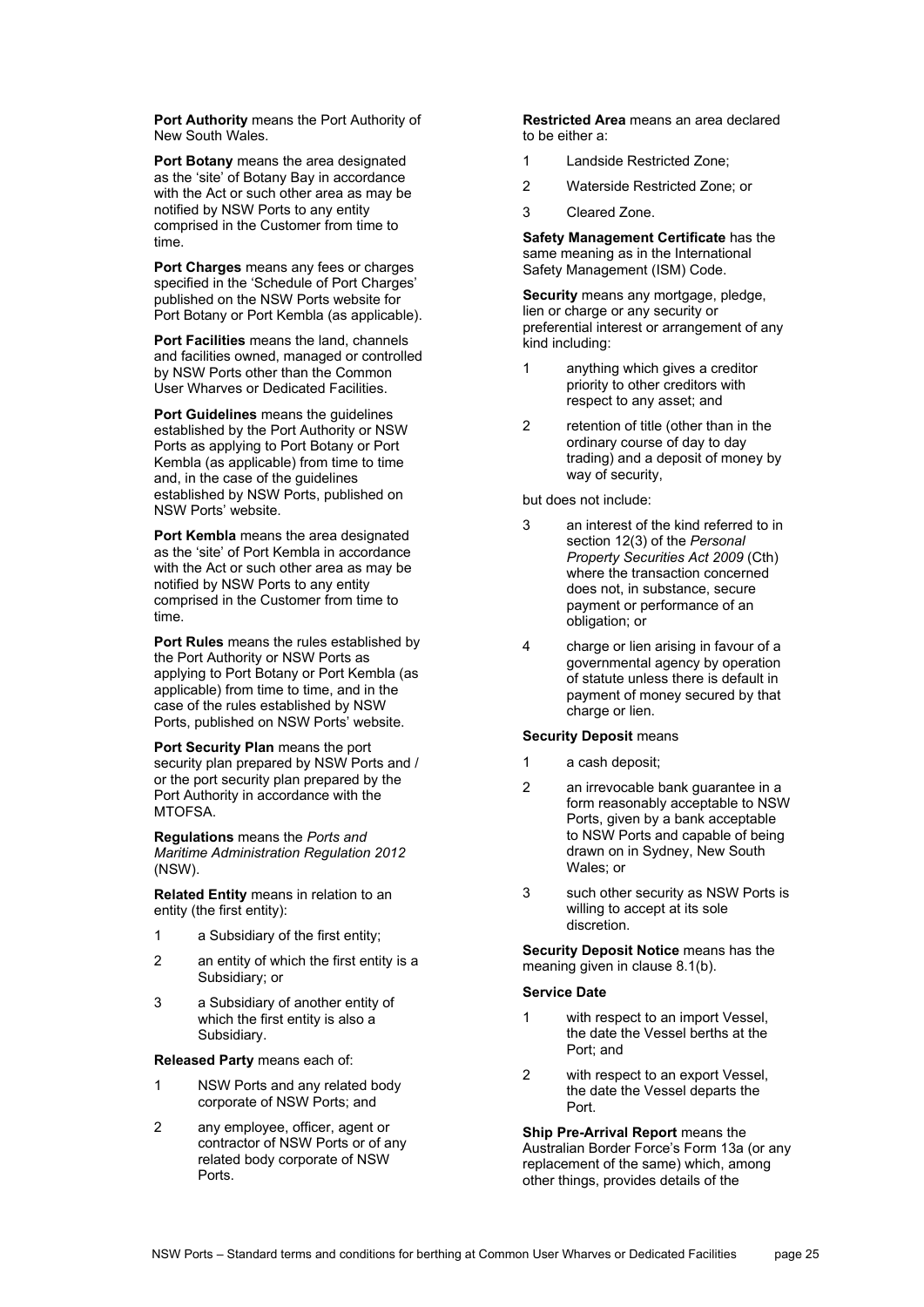**Port Authority** means the Port Authority of New South Wales.

**Port Botany** means the area designated as the 'site' of Botany Bay in accordance with the Act or such other area as may be notified by NSW Ports to any entity comprised in the Customer from time to time.

**Port Charges** means any fees or charges specified in the 'Schedule of Port Charges' published on the NSW Ports website for Port Botany or Port Kembla (as applicable).

**Port Facilities** means the land, channels and facilities owned, managed or controlled by NSW Ports other than the Common User Wharves or Dedicated Facilities.

**Port Guidelines** means the guidelines established by the Port Authority or NSW Ports as applying to Port Botany or Port Kembla (as applicable) from time to time and, in the case of the guidelines established by NSW Ports, published on NSW Ports' website.

**Port Kembla** means the area designated as the 'site' of Port Kembla in accordance with the Act or such other area as may be notified by NSW Ports to any entity comprised in the Customer from time to time.

**Port Rules** means the rules established by the Port Authority or NSW Ports as applying to Port Botany or Port Kembla (as applicable) from time to time, and in the case of the rules established by NSW Ports, published on NSW Ports' website.

**Port Security Plan** means the port security plan prepared by NSW Ports and / or the port security plan prepared by the Port Authority in accordance with the MTOFSA.

**Regulations** means the *Ports and Maritime Administration Regulation 2012* (NSW).

**Related Entity** means in relation to an entity (the first entity):

1 a Subsidiary of the first entity;

2 an entity of which the first entity is a Subsidiary; or

3 a Subsidiary of another entity of which the first entity is also a Subsidiary.

**Released Party** means each of:

1 NSW Ports and any related body corporate of NSW Ports; and

2 any employee, officer, agent or contractor of NSW Ports or of any related body corporate of NSW Ports.

**Restricted Area** means an area declared to be either a:

1 Landside Restricted Zone;

2 Waterside Restricted Zone; or

3 Cleared Zone.

**Safety Management Certificate** has the same meaning as in the International Safety Management (ISM) Code.

**Security** means any mortgage, pledge, lien or charge or any security or preferential interest or arrangement of any kind including:

1 anything which gives a creditor priority to other creditors with respect to any asset; and

2 retention of title (other than in the ordinary course of day to day trading) and a deposit of money by way of security,

but does not include:

3 an interest of the kind referred to in section 12(3) of the *Personal Property Securities Act 2009* (Cth) where the transaction concerned does not, in substance, secure payment or performance of an obligation; or

4 charge or lien arising in favour of a governmental agency by operation of statute unless there is default in payment of money secured by that charge or lien.

**Security Deposit** means

1 a cash deposit;

2 an irrevocable bank guarantee in a form reasonably acceptable to NSW Ports, given by a bank acceptable to NSW Ports and capable of being drawn on in Sydney, New South Wales; or

3 such other security as NSW Ports is willing to accept at its sole discretion.

**Security Deposit Notice** means has the meaning given in clause 8.1(b).

**Service Date**

1 with respect to an import Vessel, the date the Vessel berths at the Port; and

2 with respect to an export Vessel, the date the Vessel departs the Port.

**Ship Pre-Arrival Report** means the Australian Border Force's Form 13a (or any replacement of the same) which, among other things, provides details of the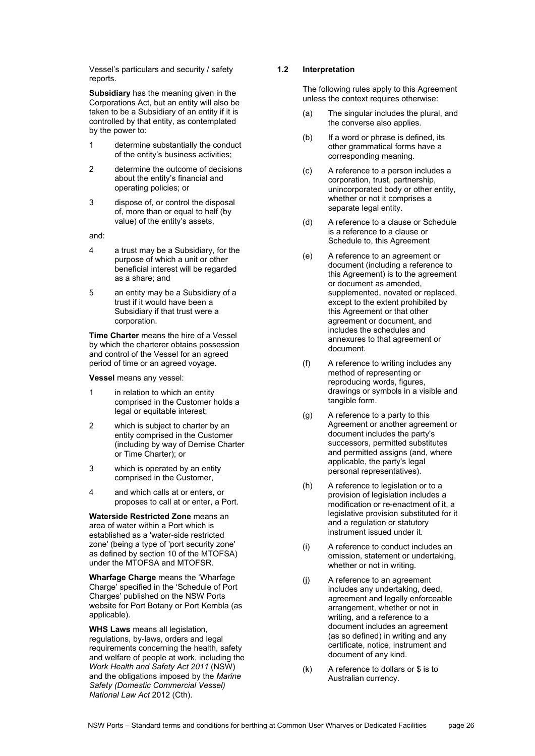Vessel's particulars and security / safety reports.

**Subsidiary** has the meaning given in the Corporations Act, but an entity will also be taken to be a Subsidiary of an entity if it is controlled by that entity, as contemplated by the power to:

1 determine substantially the conduct of the entity's business activities;

2 determine the outcome of decisions about the entity's financial and operating policies; or

3 dispose of, or control the disposal of, more than or equal to half (by value) of the entity's assets,

and:

4 a trust may be a Subsidiary, for the purpose of which a unit or other beneficial interest will be regarded as a share; and

5 an entity may be a Subsidiary of a trust if it would have been a Subsidiary if that trust were a corporation.

**Time Charter** means the hire of a Vessel by which the charterer obtains possession and control of the Vessel for an agreed period of time or an agreed voyage.

**Vessel** means any vessel:

1 in relation to which an entity comprised in the Customer holds a legal or equitable interest;

2 which is subject to charter by an entity comprised in the Customer (including by way of Demise Charter or Time Charter); or

3 which is operated by an entity comprised in the Customer,

4 and which calls at or enters, or proposes to call at or enter, a Port.

**Waterside Restricted Zone** means an area of water within a Port which is established as a 'water-side restricted zone' (being a type of 'port security zone' as defined by section 10 of the MTOFSA) under the MTOFSA and MTOFSR.

**Wharfage Charge** means the 'Wharfage Charge' specified in the 'Schedule of Port Charges' published on the NSW Ports website for Port Botany or Port Kembla (as applicable).

**WHS Laws** means all legislation, regulations, by-laws, orders and legal requirements concerning the health, safety and welfare of people at work, including the *Work Health and Safety Act 2011* (NSW) and the obligations imposed by the *Marine Safety (Domestic Commercial Vessel) National Law Act* 2012 (Cth).

### 1.2 Interpretation

The following rules apply to this Agreement unless the context requires otherwise:

(a) The singular includes the plural, and the converse also applies.

(b) If a word or phrase is defined, its other grammatical forms have a corresponding meaning.

(c) A reference to a person includes a corporation, trust, partnership, unincorporated body or other entity, whether or not it comprises a separate legal entity.

(d) A reference to a clause or Schedule is a reference to a clause or Schedule to, this Agreement

(e) A reference to an agreement or document (including a reference to this Agreement) is to the agreement or document as amended, supplemented, novated or replaced, except to the extent prohibited by this Agreement or that other agreement or document, and includes the schedules and annexures to that agreement or document.

(f) A reference to writing includes any method of representing or reproducing words, figures, drawings or symbols in a visible and tangible form.

(g) A reference to a party to this Agreement or another agreement or document includes the party's successors, permitted substitutes and permitted assigns (and, where applicable, the party's legal personal representatives).

(h) A reference to legislation or to a provision of legislation includes a modification or re-enactment of it, a legislative provision substituted for it and a regulation or statutory instrument issued under it.

(i) A reference to conduct includes an omission, statement or undertaking, whether or not in writing.

(j) A reference to an agreement includes any undertaking, deed, agreement and legally enforceable arrangement, whether or not in writing, and a reference to a document includes an agreement (as so defined) in writing and any certificate, notice, instrument and document of any kind.

(k) A reference to dollars or $ is to Australian currency.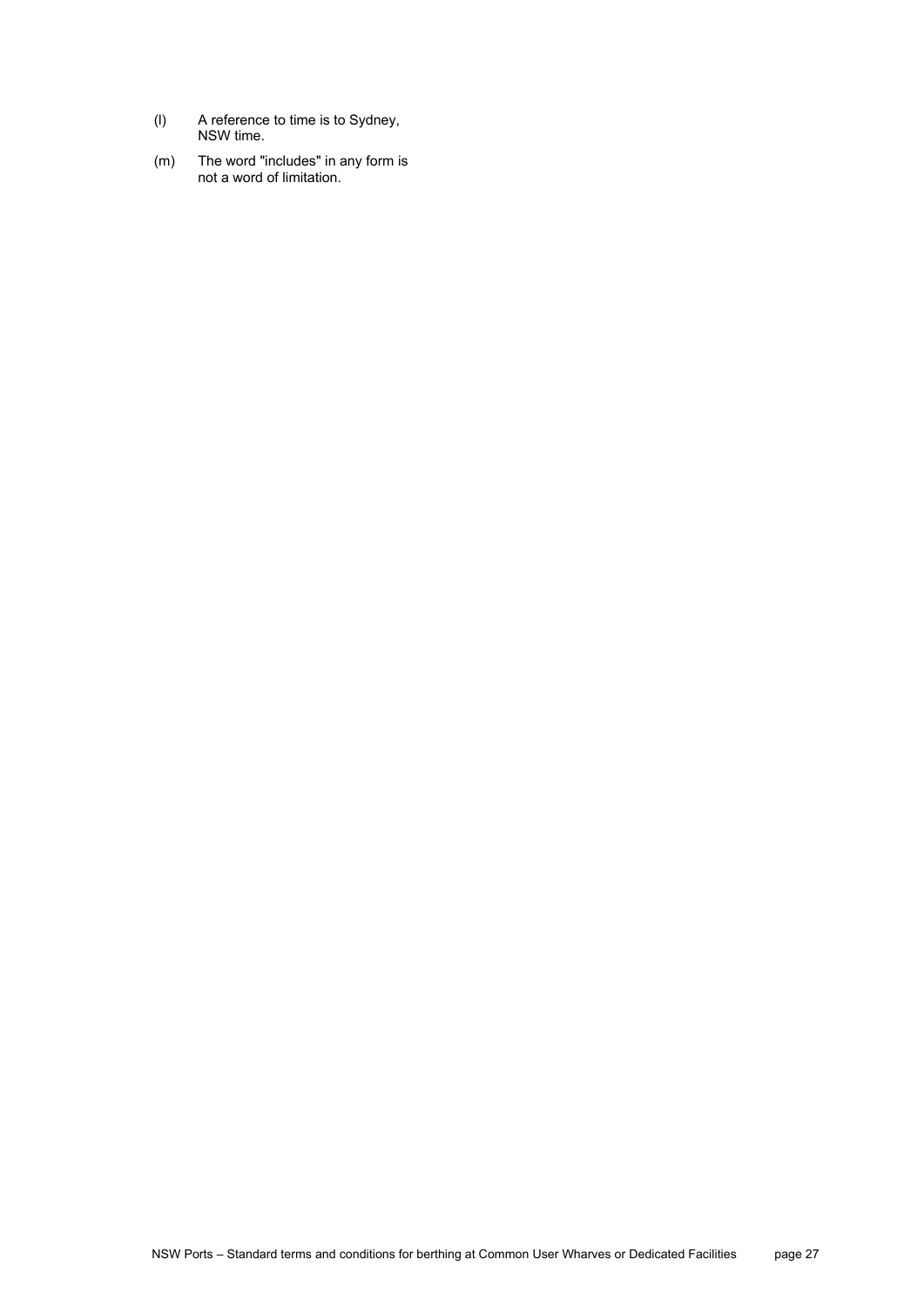(l) A reference to time is to Sydney, NSW time.

(m) The word "includes" in any form is not a word of limitation.